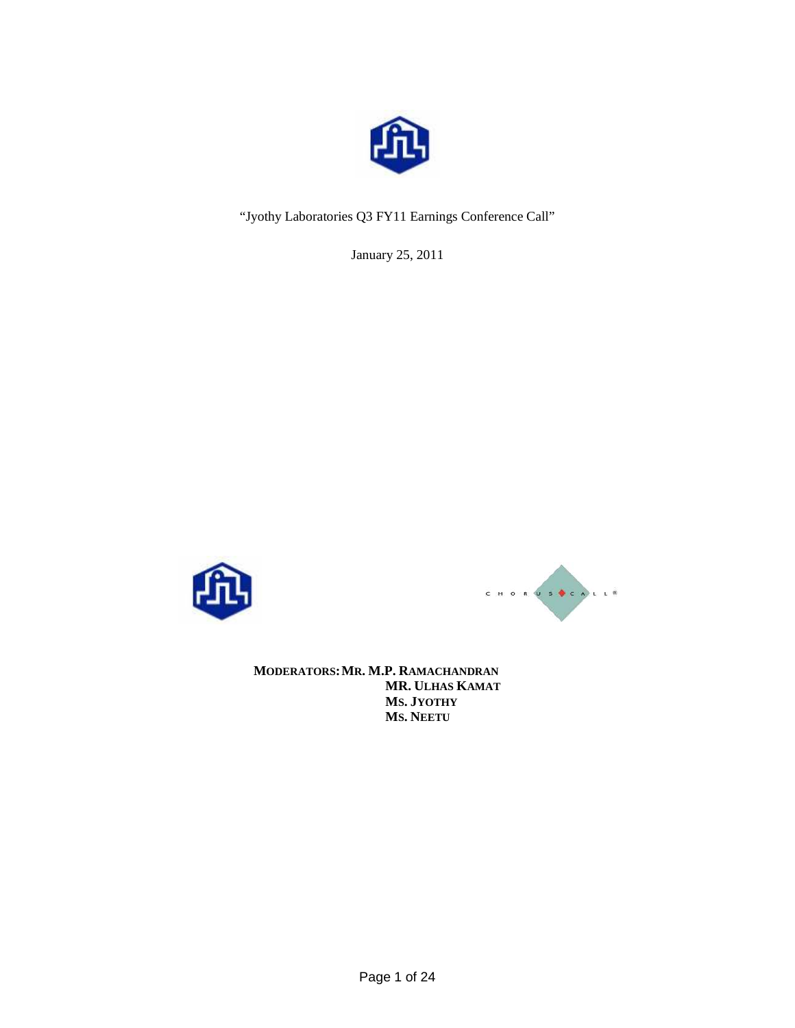"Jyothy Laboratories Q3 FY11 Earnings Conference Call"

January 25, 2011

**MODERATORS: MR. M.P. RAMACHANDRAN**
**MR. ULHAS KAMAT**
**MS. JYOTHY**
**MS. NEETU**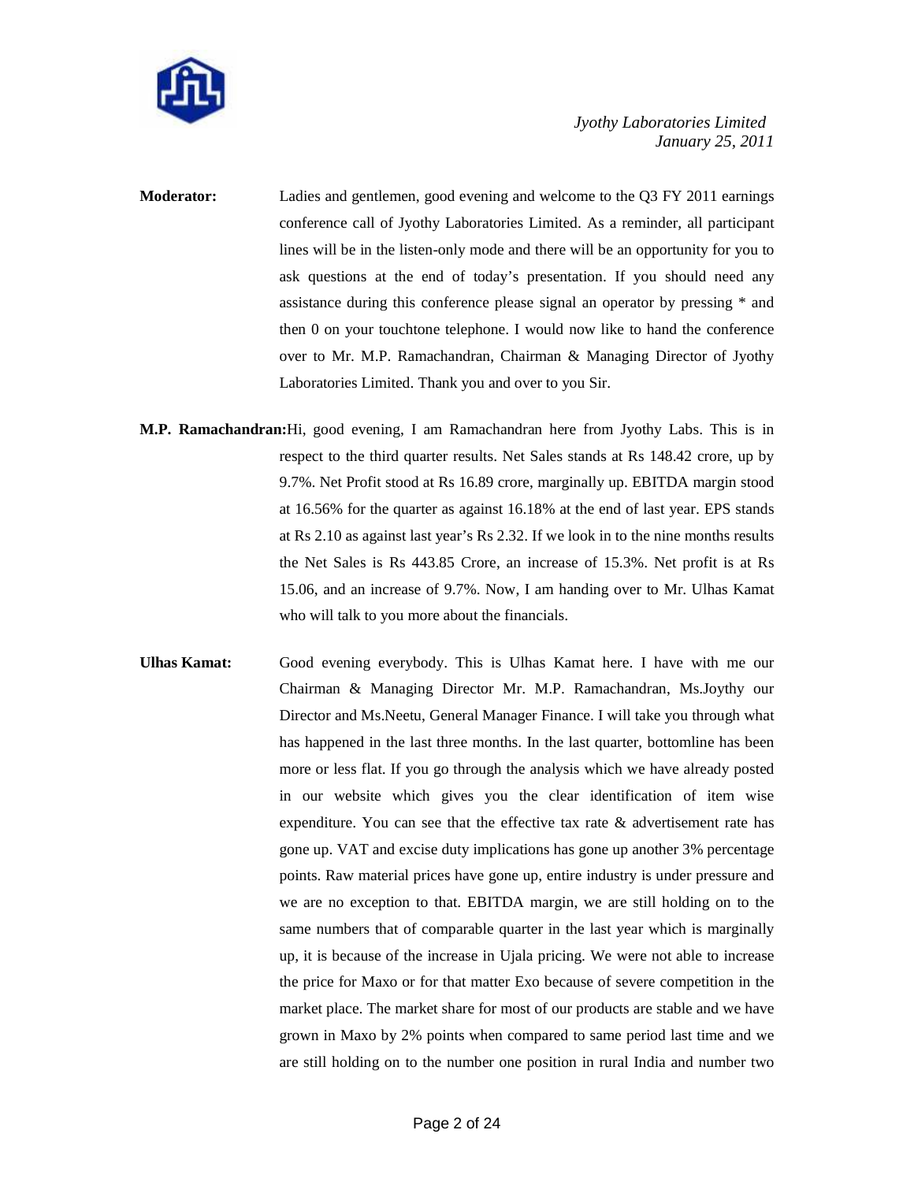**Moderator:** Ladies and gentlemen, good evening and welcome to the Q3 FY 2011 earnings conference call of Jyothy Laboratories Limited. As a reminder, all participant lines will be in the listen-only mode and there will be an opportunity for you to ask questions at the end of today's presentation. If you should need any assistance during this conference please signal an operator by pressing * and then 0 on your touchtone telephone. I would now like to hand the conference over to Mr. M.P. Ramachandran, Chairman & Managing Director of Jyothy Laboratories Limited. Thank you and over to you Sir.

**M.P. Ramachandran:** Hi, good evening, I am Ramachandran here from Jyothy Labs. This is in respect to the third quarter results. Net Sales stands at Rs 148.42 crore, up by 9.7%. Net Profit stood at Rs 16.89 crore, marginally up. EBITDA margin stood at 16.56% for the quarter as against 16.18% at the end of last year. EPS stands at Rs 2.10 as against last year's Rs 2.32. If we look in to the nine months results the Net Sales is Rs 443.85 Crore, an increase of 15.3%. Net profit is at Rs 15.06, and an increase of 9.7%. Now, I am handing over to Mr. Ulhas Kamat who will talk to you more about the financials.

**Ulhas Kamat:** Good evening everybody. This is Ulhas Kamat here. I have with me our Chairman & Managing Director Mr. M.P. Ramachandran, Ms.Joythy our Director and Ms.Neetu, General Manager Finance. I will take you through what has happened in the last three months. In the last quarter, bottomline has been more or less flat. If you go through the analysis which we have already posted in our website which gives you the clear identification of item wise expenditure. You can see that the effective tax rate & advertisement rate has gone up. VAT and excise duty implications has gone up another 3% percentage points. Raw material prices have gone up, entire industry is under pressure and we are no exception to that. EBITDA margin, we are still holding on to the same numbers that of comparable quarter in the last year which is marginally up, it is because of the increase in Ujala pricing. We were not able to increase the price for Maxo or for that matter Exo because of severe competition in the market place. The market share for most of our products are stable and we have grown in Maxo by 2% points when compared to same period last time and we are still holding on to the number one position in rural India and number two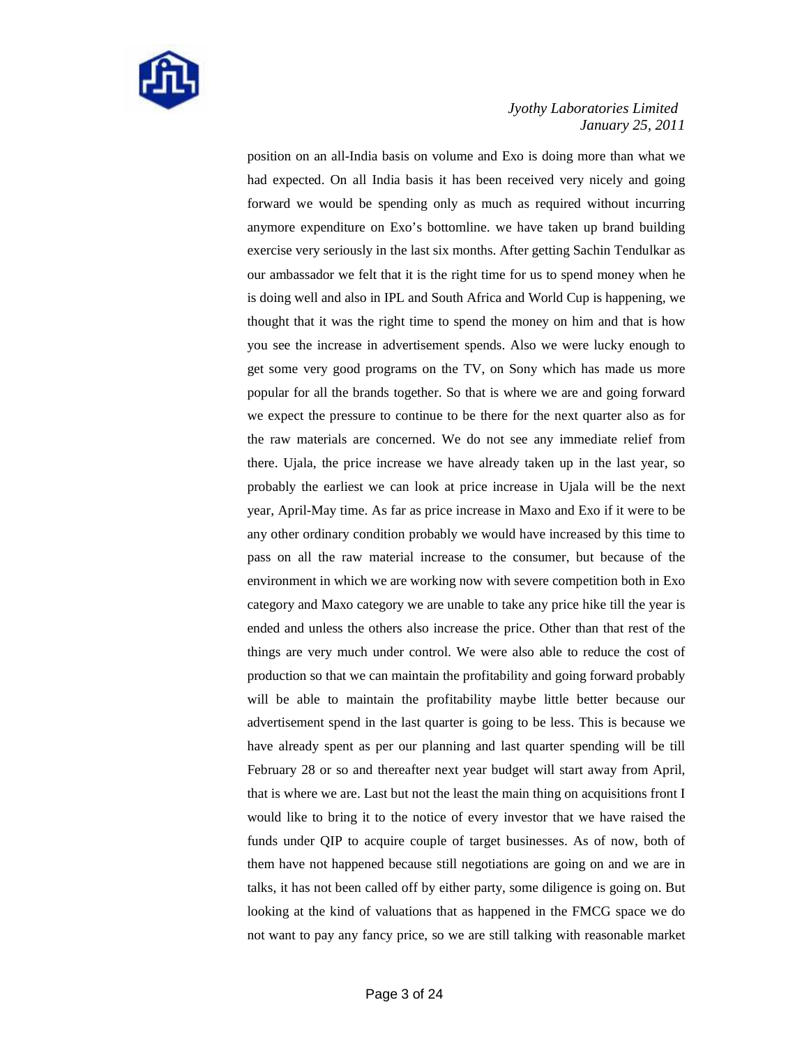position on an all-India basis on volume and Exo is doing more than what we had expected. On all India basis it has been received very nicely and going forward we would be spending only as much as required without incurring anymore expenditure on Exo's bottomline. we have taken up brand building exercise very seriously in the last six months. After getting Sachin Tendulkar as our ambassador we felt that it is the right time for us to spend money when he is doing well and also in IPL and South Africa and World Cup is happening, we thought that it was the right time to spend the money on him and that is how you see the increase in advertisement spends. Also we were lucky enough to get some very good programs on the TV, on Sony which has made us more popular for all the brands together. So that is where we are and going forward we expect the pressure to continue to be there for the next quarter also as for the raw materials are concerned. We do not see any immediate relief from there. Ujala, the price increase we have already taken up in the last year, so probably the earliest we can look at price increase in Ujala will be the next year, April-May time. As far as price increase in Maxo and Exo if it were to be any other ordinary condition probably we would have increased by this time to pass on all the raw material increase to the consumer, but because of the environment in which we are working now with severe competition both in Exo category and Maxo category we are unable to take any price hike till the year is ended and unless the others also increase the price. Other than that rest of the things are very much under control. We were also able to reduce the cost of production so that we can maintain the profitability and going forward probably will be able to maintain the profitability maybe little better because our advertisement spend in the last quarter is going to be less. This is because we have already spent as per our planning and last quarter spending will be till February 28 or so and thereafter next year budget will start away from April, that is where we are. Last but not the least the main thing on acquisitions front I would like to bring it to the notice of every investor that we have raised the funds under QIP to acquire couple of target businesses. As of now, both of them have not happened because still negotiations are going on and we are in talks, it has not been called off by either party, some diligence is going on. But looking at the kind of valuations that as happened in the FMCG space we do not want to pay any fancy price, so we are still talking with reasonable market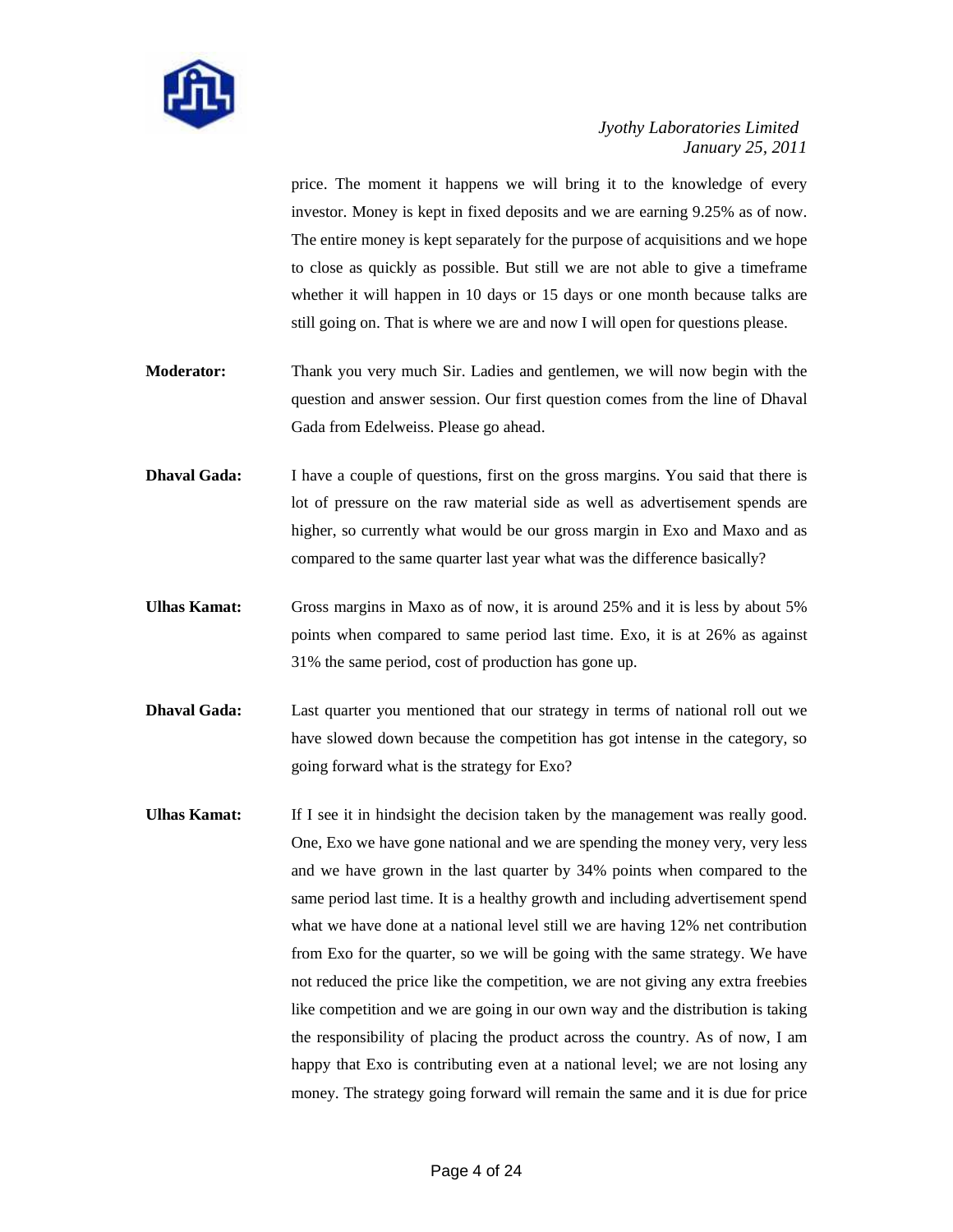price. The moment it happens we will bring it to the knowledge of every investor. Money is kept in fixed deposits and we are earning 9.25% as of now. The entire money is kept separately for the purpose of acquisitions and we hope to close as quickly as possible. But still we are not able to give a timeframe whether it will happen in 10 days or 15 days or one month because talks are still going on. That is where we are and now I will open for questions please.

**Moderator:** Thank you very much Sir. Ladies and gentlemen, we will now begin with the question and answer session. Our first question comes from the line of Dhaval Gada from Edelweiss. Please go ahead.

**Dhaval Gada:** I have a couple of questions, first on the gross margins. You said that there is lot of pressure on the raw material side as well as advertisement spends are higher, so currently what would be our gross margin in Exo and Maxo and as compared to the same quarter last year what was the difference basically?

**Ulhas Kamat:** Gross margins in Maxo as of now, it is around 25% and it is less by about 5% points when compared to same period last time. Exo, it is at 26% as against 31% the same period, cost of production has gone up.

**Dhaval Gada:** Last quarter you mentioned that our strategy in terms of national roll out we have slowed down because the competition has got intense in the category, so going forward what is the strategy for Exo?

**Ulhas Kamat:** If I see it in hindsight the decision taken by the management was really good. One, Exo we have gone national and we are spending the money very, very less and we have grown in the last quarter by 34% points when compared to the same period last time. It is a healthy growth and including advertisement spend what we have done at a national level still we are having 12% net contribution from Exo for the quarter, so we will be going with the same strategy. We have not reduced the price like the competition, we are not giving any extra freebies like competition and we are going in our own way and the distribution is taking the responsibility of placing the product across the country. As of now, I am happy that Exo is contributing even at a national level; we are not losing any money. The strategy going forward will remain the same and it is due for price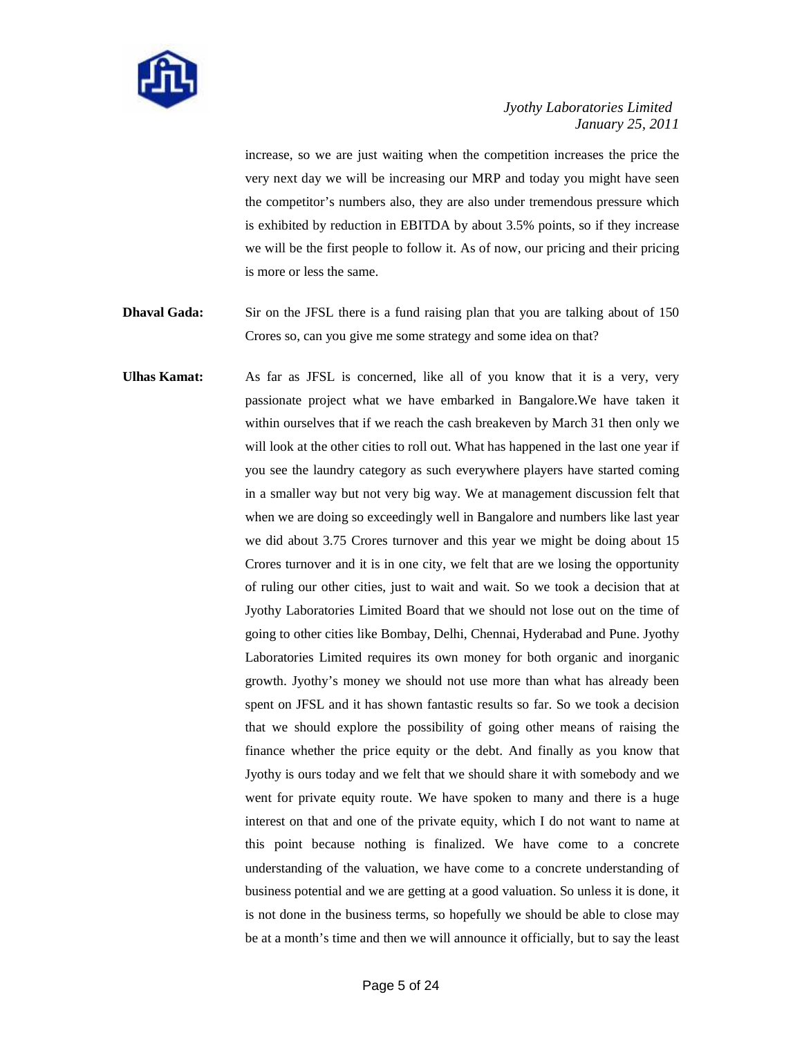increase, so we are just waiting when the competition increases the price the very next day we will be increasing our MRP and today you might have seen the competitor's numbers also, they are also under tremendous pressure which is exhibited by reduction in EBITDA by about 3.5% points, so if they increase we will be the first people to follow it. As of now, our pricing and their pricing is more or less the same.

**Dhaval Gada:** Sir on the JFSL there is a fund raising plan that you are talking about of 150 Crores so, can you give me some strategy and some idea on that?

**Ulhas Kamat:** As far as JFSL is concerned, like all of you know that it is a very, very passionate project what we have embarked in Bangalore.We have taken it within ourselves that if we reach the cash breakeven by March 31 then only we will look at the other cities to roll out. What has happened in the last one year if you see the laundry category as such everywhere players have started coming in a smaller way but not very big way. We at management discussion felt that when we are doing so exceedingly well in Bangalore and numbers like last year we did about 3.75 Crores turnover and this year we might be doing about 15 Crores turnover and it is in one city, we felt that are we losing the opportunity of ruling our other cities, just to wait and wait. So we took a decision that at Jyothy Laboratories Limited Board that we should not lose out on the time of going to other cities like Bombay, Delhi, Chennai, Hyderabad and Pune. Jyothy Laboratories Limited requires its own money for both organic and inorganic growth. Jyothy's money we should not use more than what has already been spent on JFSL and it has shown fantastic results so far. So we took a decision that we should explore the possibility of going other means of raising the finance whether the price equity or the debt. And finally as you know that Jyothy is ours today and we felt that we should share it with somebody and we went for private equity route. We have spoken to many and there is a huge interest on that and one of the private equity, which I do not want to name at this point because nothing is finalized. We have come to a concrete understanding of the valuation, we have come to a concrete understanding of business potential and we are getting at a good valuation. So unless it is done, it is not done in the business terms, so hopefully we should be able to close may be at a month's time and then we will announce it officially, but to say the least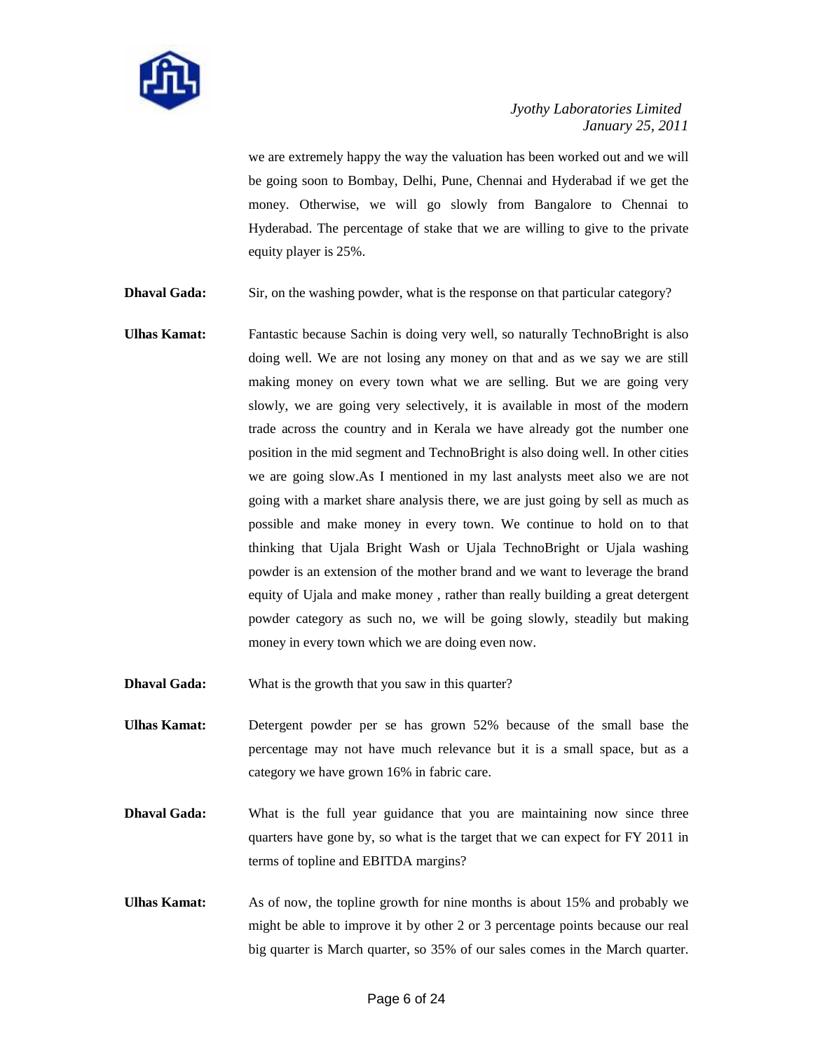we are extremely happy the way the valuation has been worked out and we will be going soon to Bombay, Delhi, Pune, Chennai and Hyderabad if we get the money. Otherwise, we will go slowly from Bangalore to Chennai to Hyderabad. The percentage of stake that we are willing to give to the private equity player is 25%.

**Dhaval Gada:** Sir, on the washing powder, what is the response on that particular category?

**Ulhas Kamat:** Fantastic because Sachin is doing very well, so naturally TechnoBright is also doing well. We are not losing any money on that and as we say we are still making money on every town what we are selling. But we are going very slowly, we are going very selectively, it is available in most of the modern trade across the country and in Kerala we have already got the number one position in the mid segment and TechnoBright is also doing well. In other cities we are going slow.As I mentioned in my last analysts meet also we are not going with a market share analysis there, we are just going by sell as much as possible and make money in every town. We continue to hold on to that thinking that Ujala Bright Wash or Ujala TechnoBright or Ujala washing powder is an extension of the mother brand and we want to leverage the brand equity of Ujala and make money , rather than really building a great detergent powder category as such no, we will be going slowly, steadily but making money in every town which we are doing even now.

**Dhaval Gada:** What is the growth that you saw in this quarter?

**Ulhas Kamat:** Detergent powder per se has grown 52% because of the small base the percentage may not have much relevance but it is a small space, but as a category we have grown 16% in fabric care.

**Dhaval Gada:** What is the full year guidance that you are maintaining now since three quarters have gone by, so what is the target that we can expect for FY 2011 in terms of topline and EBITDA margins?

**Ulhas Kamat:** As of now, the topline growth for nine months is about 15% and probably we might be able to improve it by other 2 or 3 percentage points because our real big quarter is March quarter, so 35% of our sales comes in the March quarter.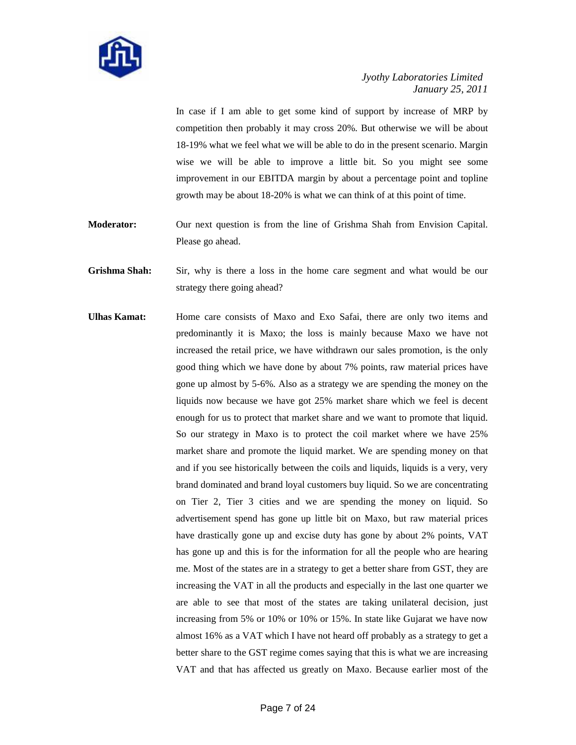In case if I am able to get some kind of support by increase of MRP by competition then probably it may cross 20%. But otherwise we will be about 18-19% what we feel what we will be able to do in the present scenario. Margin wise we will be able to improve a little bit. So you might see some improvement in our EBITDA margin by about a percentage point and topline growth may be about 18-20% is what we can think of at this point of time.

**Moderator:** Our next question is from the line of Grishma Shah from Envision Capital. Please go ahead.

**Grishma Shah:** Sir, why is there a loss in the home care segment and what would be our strategy there going ahead?

**Ulhas Kamat:** Home care consists of Maxo and Exo Safai, there are only two items and predominantly it is Maxo; the loss is mainly because Maxo we have not increased the retail price, we have withdrawn our sales promotion, is the only good thing which we have done by about 7% points, raw material prices have gone up almost by 5-6%. Also as a strategy we are spending the money on the liquids now because we have got 25% market share which we feel is decent enough for us to protect that market share and we want to promote that liquid. So our strategy in Maxo is to protect the coil market where we have 25% market share and promote the liquid market. We are spending money on that and if you see historically between the coils and liquids, liquids is a very, very brand dominated and brand loyal customers buy liquid. So we are concentrating on Tier 2, Tier 3 cities and we are spending the money on liquid. So advertisement spend has gone up little bit on Maxo, but raw material prices have drastically gone up and excise duty has gone by about 2% points, VAT has gone up and this is for the information for all the people who are hearing me. Most of the states are in a strategy to get a better share from GST, they are increasing the VAT in all the products and especially in the last one quarter we are able to see that most of the states are taking unilateral decision, just increasing from 5% or 10% or 10% or 15%. In state like Gujarat we have now almost 16% as a VAT which I have not heard off probably as a strategy to get a better share to the GST regime comes saying that this is what we are increasing VAT and that has affected us greatly on Maxo. Because earlier most of the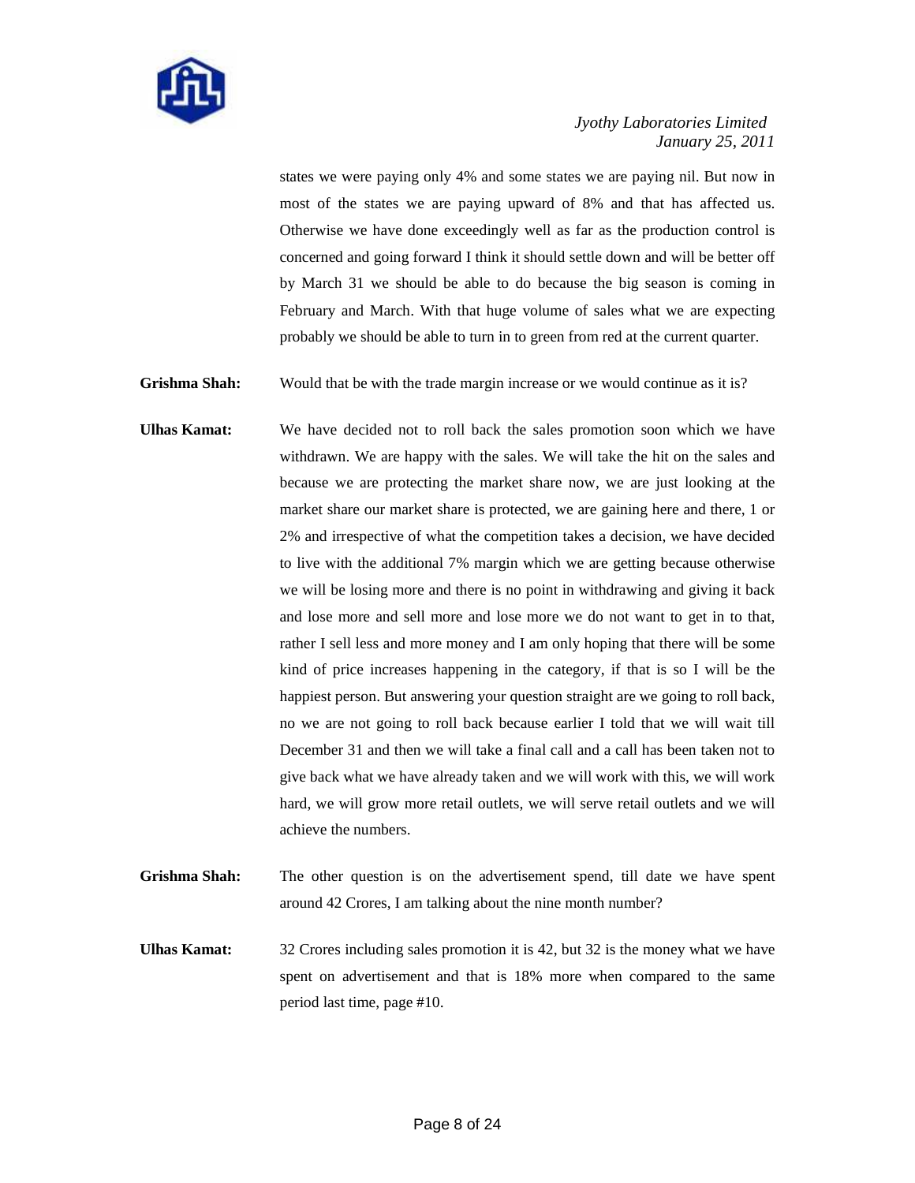states we were paying only 4% and some states we are paying nil. But now in most of the states we are paying upward of 8% and that has affected us. Otherwise we have done exceedingly well as far as the production control is concerned and going forward I think it should settle down and will be better off by March 31 we should be able to do because the big season is coming in February and March. With that huge volume of sales what we are expecting probably we should be able to turn in to green from red at the current quarter.

**Grishma Shah:** Would that be with the trade margin increase or we would continue as it is?

**Ulhas Kamat:** We have decided not to roll back the sales promotion soon which we have withdrawn. We are happy with the sales. We will take the hit on the sales and because we are protecting the market share now, we are just looking at the market share our market share is protected, we are gaining here and there, 1 or 2% and irrespective of what the competition takes a decision, we have decided to live with the additional 7% margin which we are getting because otherwise we will be losing more and there is no point in withdrawing and giving it back and lose more and sell more and lose more we do not want to get in to that, rather I sell less and more money and I am only hoping that there will be some kind of price increases happening in the category, if that is so I will be the happiest person. But answering your question straight are we going to roll back, no we are not going to roll back because earlier I told that we will wait till December 31 and then we will take a final call and a call has been taken not to give back what we have already taken and we will work with this, we will work hard, we will grow more retail outlets, we will serve retail outlets and we will achieve the numbers.

**Grishma Shah:** The other question is on the advertisement spend, till date we have spent around 42 Crores, I am talking about the nine month number?

**Ulhas Kamat:** 32 Crores including sales promotion it is 42, but 32 is the money what we have spent on advertisement and that is 18% more when compared to the same period last time, page #10.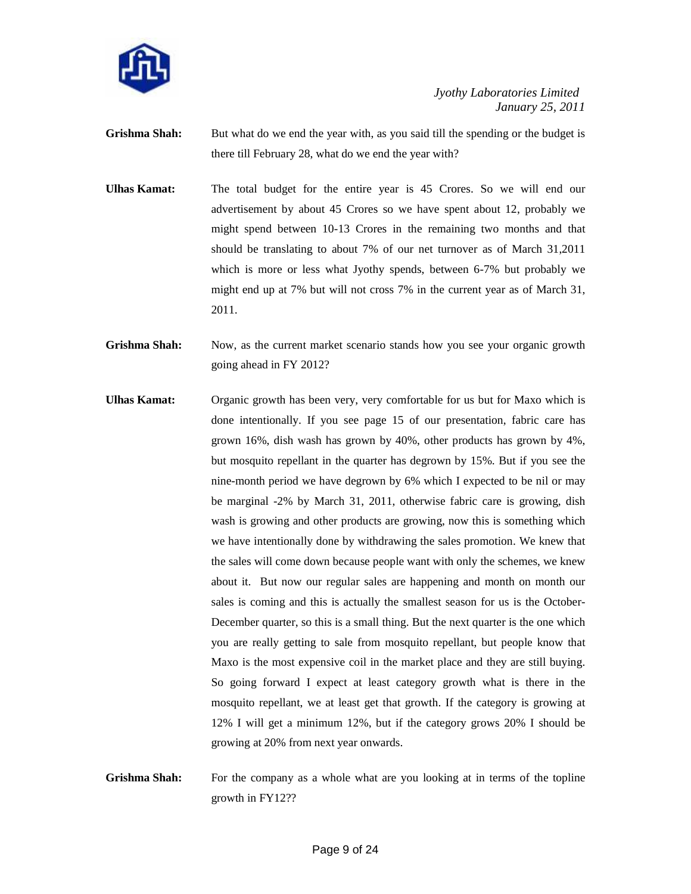**Grishma Shah:** But what do we end the year with, as you said till the spending or the budget is there till February 28, what do we end the year with?

**Ulhas Kamat:** The total budget for the entire year is 45 Crores. So we will end our advertisement by about 45 Crores so we have spent about 12, probably we might spend between 10-13 Crores in the remaining two months and that should be translating to about 7% of our net turnover as of March 31,2011 which is more or less what Jyothy spends, between 6-7% but probably we might end up at 7% but will not cross 7% in the current year as of March 31, 2011.

**Grishma Shah:** Now, as the current market scenario stands how you see your organic growth going ahead in FY 2012?

**Ulhas Kamat:** Organic growth has been very, very comfortable for us but for Maxo which is done intentionally. If you see page 15 of our presentation, fabric care has grown 16%, dish wash has grown by 40%, other products has grown by 4%, but mosquito repellant in the quarter has degrown by 15%. But if you see the nine-month period we have degrown by 6% which I expected to be nil or may be marginal -2% by March 31, 2011, otherwise fabric care is growing, dish wash is growing and other products are growing, now this is something which we have intentionally done by withdrawing the sales promotion. We knew that the sales will come down because people want with only the schemes, we knew about it. But now our regular sales are happening and month on month our sales is coming and this is actually the smallest season for us is the October-December quarter, so this is a small thing. But the next quarter is the one which you are really getting to sale from mosquito repellant, but people know that Maxo is the most expensive coil in the market place and they are still buying. So going forward I expect at least category growth what is there in the mosquito repellant, we at least get that growth. If the category is growing at 12% I will get a minimum 12%, but if the category grows 20% I should be growing at 20% from next year onwards.

**Grishma Shah:** For the company as a whole what are you looking at in terms of the topline growth in FY12??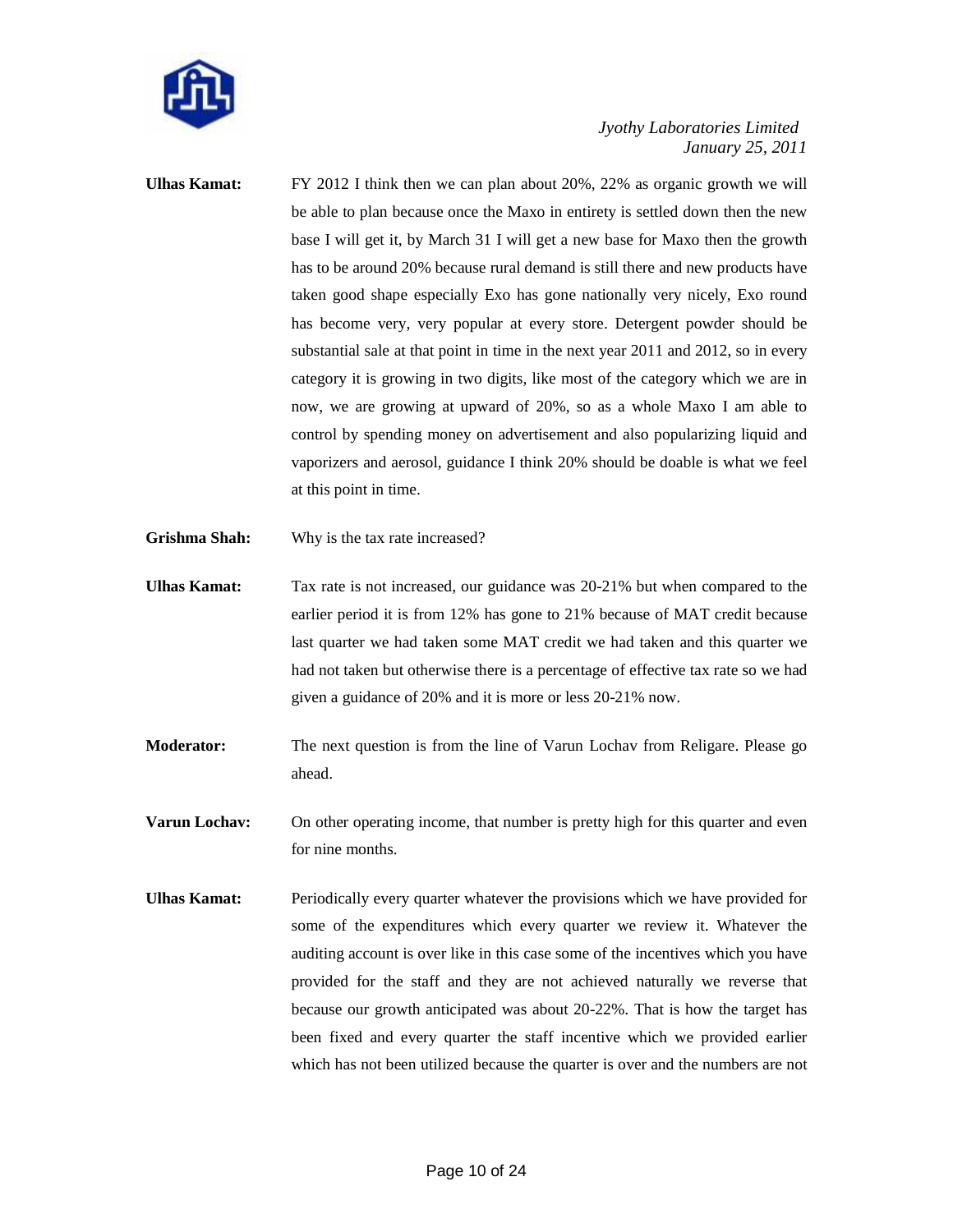**Ulhas Kamat:** FY 2012 I think then we can plan about 20%, 22% as organic growth we will be able to plan because once the Maxo in entirety is settled down then the new base I will get it, by March 31 I will get a new base for Maxo then the growth has to be around 20% because rural demand is still there and new products have taken good shape especially Exo has gone nationally very nicely, Exo round has become very, very popular at every store. Detergent powder should be substantial sale at that point in time in the next year 2011 and 2012, so in every category it is growing in two digits, like most of the category which we are in now, we are growing at upward of 20%, so as a whole Maxo I am able to control by spending money on advertisement and also popularizing liquid and vaporizers and aerosol, guidance I think 20% should be doable is what we feel at this point in time.

**Grishma Shah:** Why is the tax rate increased?

**Ulhas Kamat:** Tax rate is not increased, our guidance was 20-21% but when compared to the earlier period it is from 12% has gone to 21% because of MAT credit because last quarter we had taken some MAT credit we had taken and this quarter we had not taken but otherwise there is a percentage of effective tax rate so we had given a guidance of 20% and it is more or less 20-21% now.

**Moderator:** The next question is from the line of Varun Lochav from Religare. Please go ahead.

**Varun Lochav:** On other operating income, that number is pretty high for this quarter and even for nine months.

**Ulhas Kamat:** Periodically every quarter whatever the provisions which we have provided for some of the expenditures which every quarter we review it. Whatever the auditing account is over like in this case some of the incentives which you have provided for the staff and they are not achieved naturally we reverse that because our growth anticipated was about 20-22%. That is how the target has been fixed and every quarter the staff incentive which we provided earlier which has not been utilized because the quarter is over and the numbers are not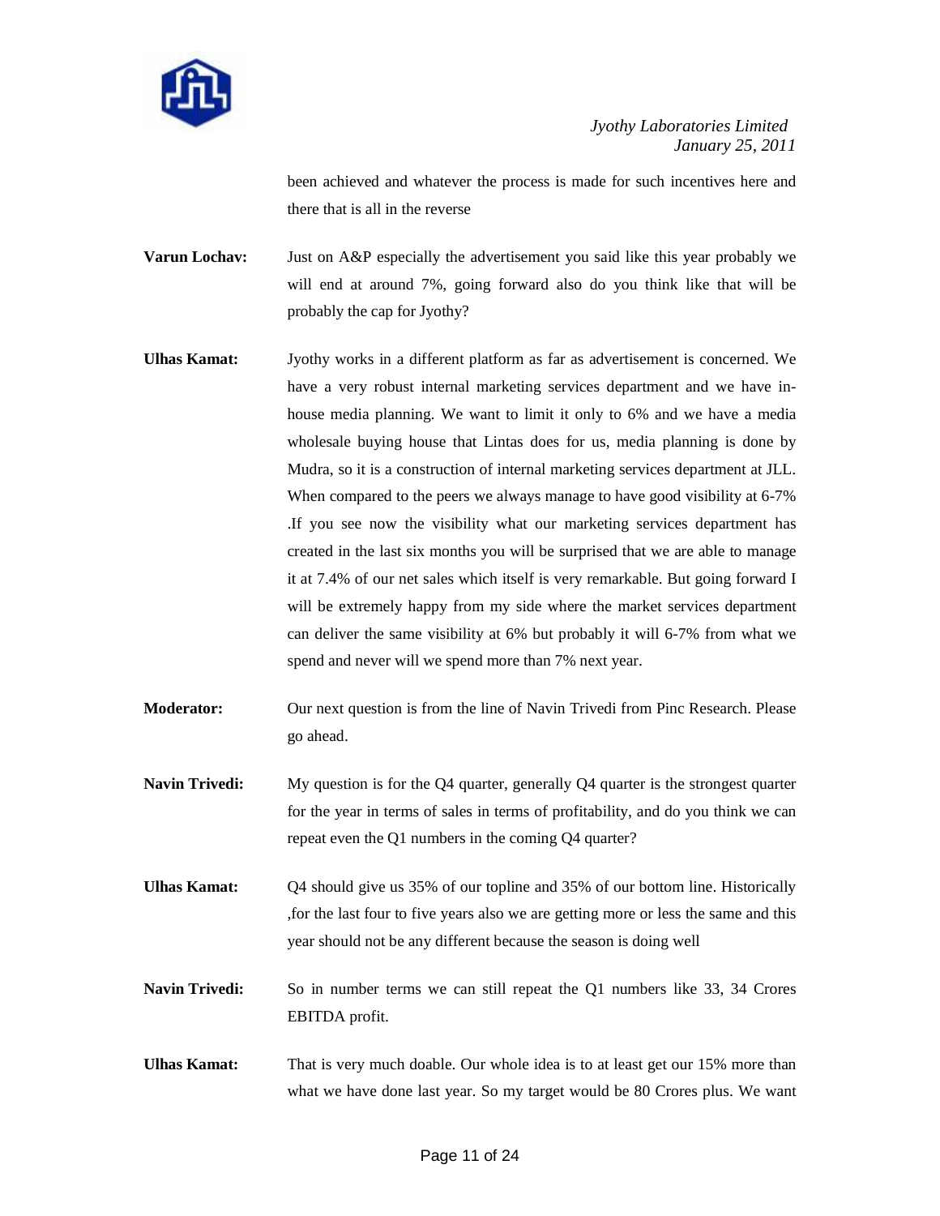been achieved and whatever the process is made for such incentives here and there that is all in the reverse

**Varun Lochav:** Just on A&P especially the advertisement you said like this year probably we will end at around 7%, going forward also do you think like that will be probably the cap for Jyothy?

**Ulhas Kamat:** Jyothy works in a different platform as far as advertisement is concerned. We have a very robust internal marketing services department and we have in-house media planning. We want to limit it only to 6% and we have a media wholesale buying house that Lintas does for us, media planning is done by Mudra, so it is a construction of internal marketing services department at JLL. When compared to the peers we always manage to have good visibility at 6-7% .If you see now the visibility what our marketing services department has created in the last six months you will be surprised that we are able to manage it at 7.4% of our net sales which itself is very remarkable. But going forward I will be extremely happy from my side where the market services department can deliver the same visibility at 6% but probably it will 6-7% from what we spend and never will we spend more than 7% next year.

**Moderator:** Our next question is from the line of Navin Trivedi from Pinc Research. Please go ahead.

**Navin Trivedi:** My question is for the Q4 quarter, generally Q4 quarter is the strongest quarter for the year in terms of sales in terms of profitability, and do you think we can repeat even the Q1 numbers in the coming Q4 quarter?

**Ulhas Kamat:** Q4 should give us 35% of our topline and 35% of our bottom line. Historically ,for the last four to five years also we are getting more or less the same and this year should not be any different because the season is doing well

**Navin Trivedi:** So in number terms we can still repeat the Q1 numbers like 33, 34 Crores EBITDA profit.

**Ulhas Kamat:** That is very much doable. Our whole idea is to at least get our 15% more than what we have done last year. So my target would be 80 Crores plus. We want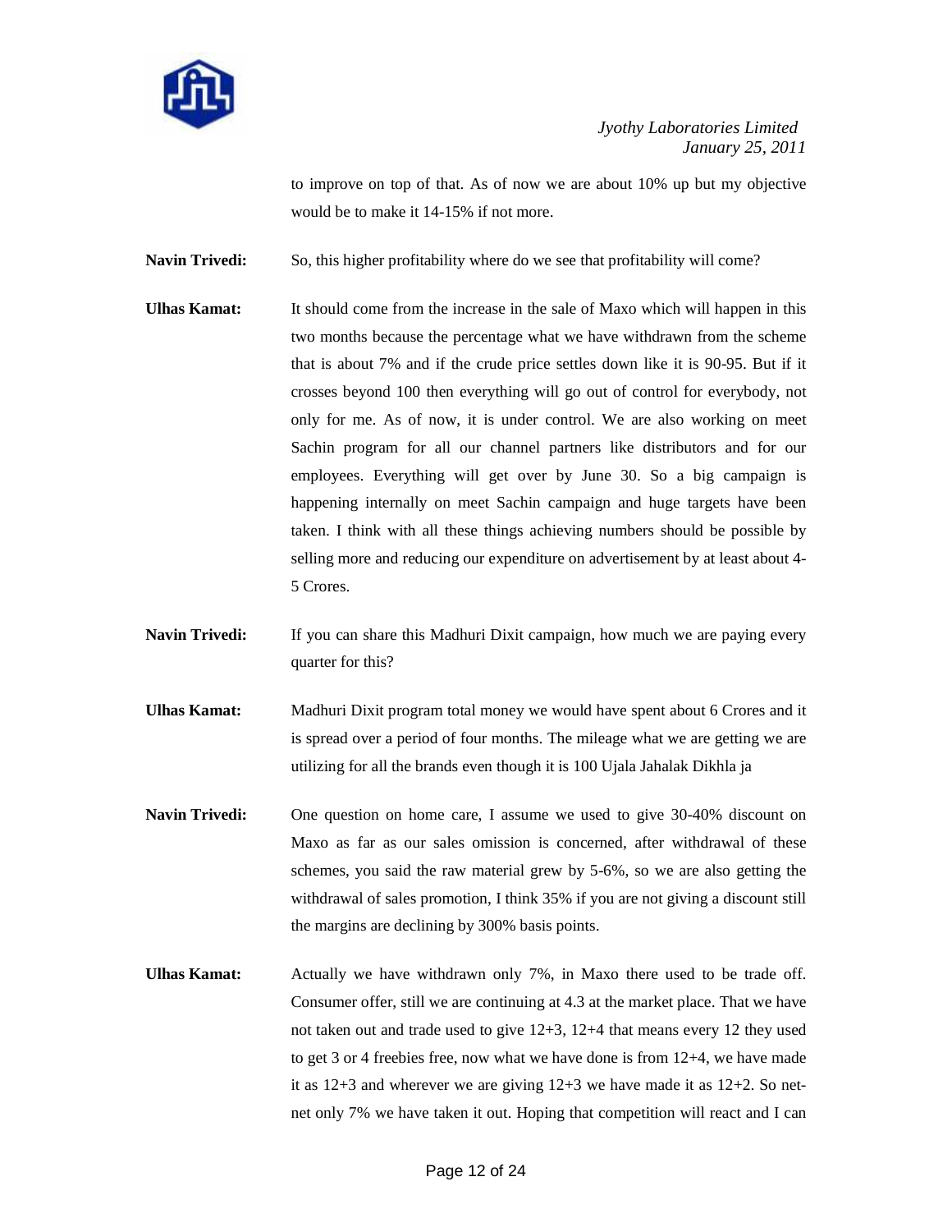to improve on top of that. As of now we are about 10% up but my objective would be to make it 14-15% if not more.

**Navin Trivedi:** So, this higher profitability where do we see that profitability will come?

**Ulhas Kamat:** It should come from the increase in the sale of Maxo which will happen in this two months because the percentage what we have withdrawn from the scheme that is about 7% and if the crude price settles down like it is 90-95. But if it crosses beyond 100 then everything will go out of control for everybody, not only for me. As of now, it is under control. We are also working on meet Sachin program for all our channel partners like distributors and for our employees. Everything will get over by June 30. So a big campaign is happening internally on meet Sachin campaign and huge targets have been taken. I think with all these things achieving numbers should be possible by selling more and reducing our expenditure on advertisement by at least about 4-5 Crores.

**Navin Trivedi:** If you can share this Madhuri Dixit campaign, how much we are paying every quarter for this?

**Ulhas Kamat:** Madhuri Dixit program total money we would have spent about 6 Crores and it is spread over a period of four months. The mileage what we are getting we are utilizing for all the brands even though it is 100 Ujala Jahalak Dikhla ja

**Navin Trivedi:** One question on home care, I assume we used to give 30-40% discount on Maxo as far as our sales omission is concerned, after withdrawal of these schemes, you said the raw material grew by 5-6%, so we are also getting the withdrawal of sales promotion, I think 35% if you are not giving a discount still the margins are declining by 300% basis points.

**Ulhas Kamat:** Actually we have withdrawn only 7%, in Maxo there used to be trade off. Consumer offer, still we are continuing at 4.3 at the market place. That we have not taken out and trade used to give 12+3, 12+4 that means every 12 they used to get 3 or 4 freebies free, now what we have done is from 12+4, we have made it as 12+3 and wherever we are giving 12+3 we have made it as 12+2. So net-net only 7% we have taken it out. Hoping that competition will react and I can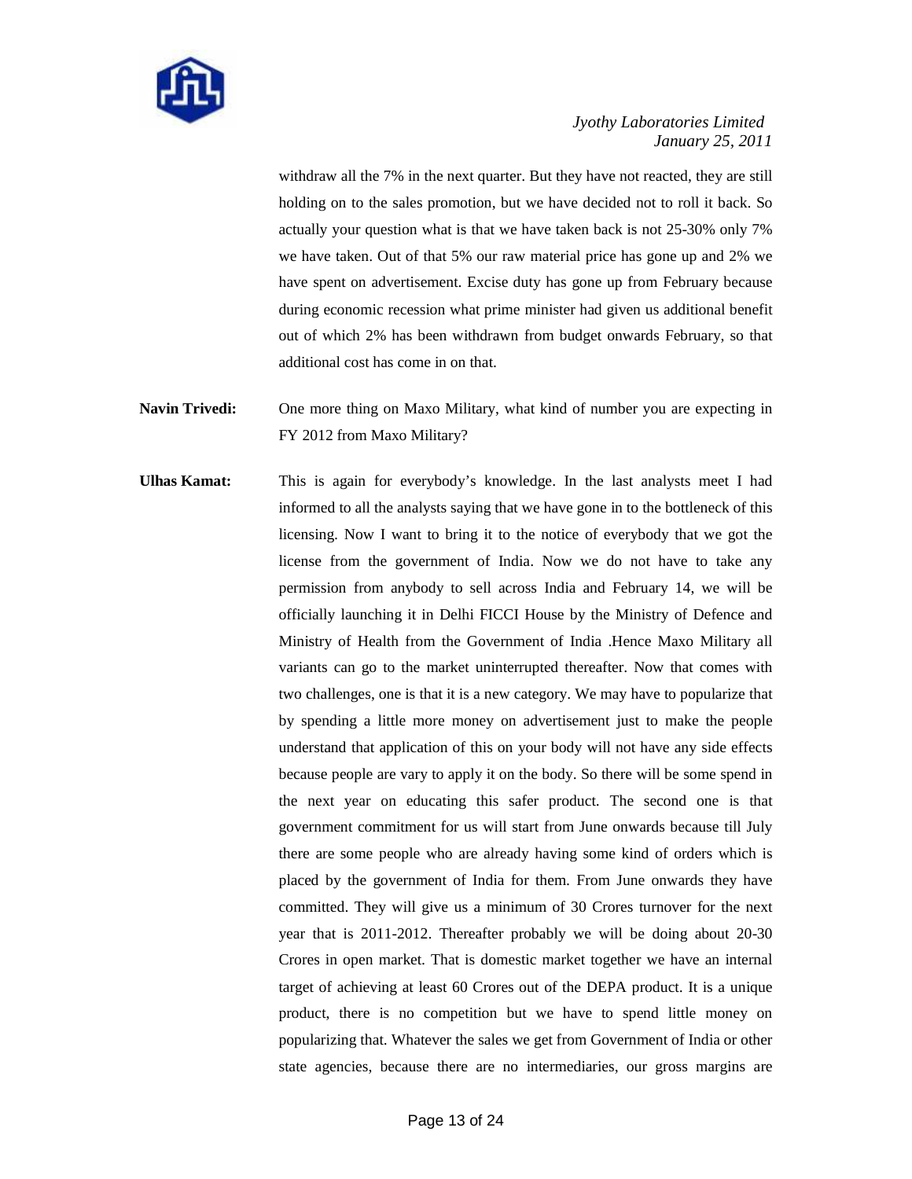withdraw all the 7% in the next quarter. But they have not reacted, they are still holding on to the sales promotion, but we have decided not to roll it back. So actually your question what is that we have taken back is not 25-30% only 7% we have taken. Out of that 5% our raw material price has gone up and 2% we have spent on advertisement. Excise duty has gone up from February because during economic recession what prime minister had given us additional benefit out of which 2% has been withdrawn from budget onwards February, so that additional cost has come in on that.

**Navin Trivedi:** One more thing on Maxo Military, what kind of number you are expecting in FY 2012 from Maxo Military?

**Ulhas Kamat:** This is again for everybody's knowledge. In the last analysts meet I had informed to all the analysts saying that we have gone in to the bottleneck of this licensing. Now I want to bring it to the notice of everybody that we got the license from the government of India. Now we do not have to take any permission from anybody to sell across India and February 14, we will be officially launching it in Delhi FICCI House by the Ministry of Defence and Ministry of Health from the Government of India .Hence Maxo Military all variants can go to the market uninterrupted thereafter. Now that comes with two challenges, one is that it is a new category. We may have to popularize that by spending a little more money on advertisement just to make the people understand that application of this on your body will not have any side effects because people are vary to apply it on the body. So there will be some spend in the next year on educating this safer product. The second one is that government commitment for us will start from June onwards because till July there are some people who are already having some kind of orders which is placed by the government of India for them. From June onwards they have committed. They will give us a minimum of 30 Crores turnover for the next year that is 2011-2012. Thereafter probably we will be doing about 20-30 Crores in open market. That is domestic market together we have an internal target of achieving at least 60 Crores out of the DEPA product. It is a unique product, there is no competition but we have to spend little money on popularizing that. Whatever the sales we get from Government of India or other state agencies, because there are no intermediaries, our gross margins are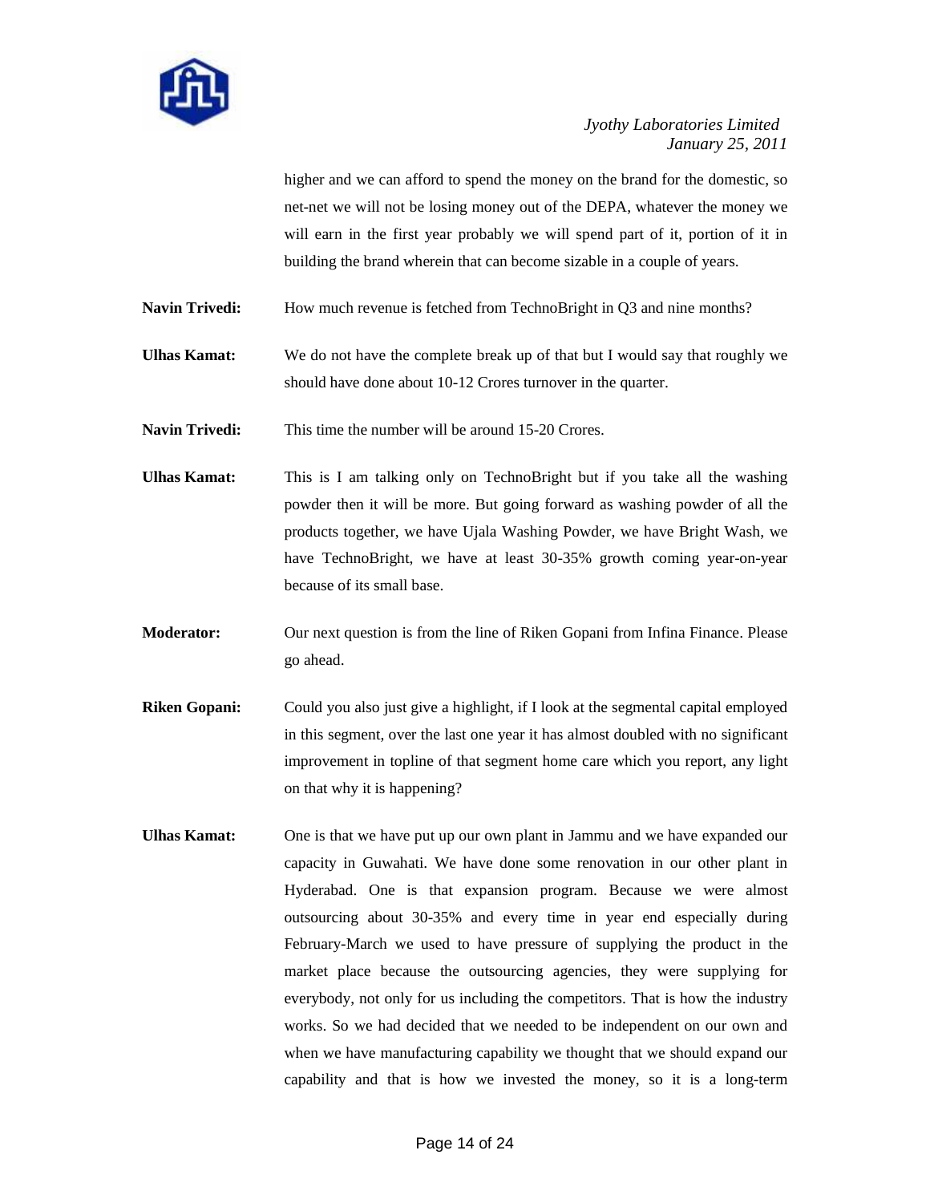higher and we can afford to spend the money on the brand for the domestic, so net-net we will not be losing money out of the DEPA, whatever the money we will earn in the first year probably we will spend part of it, portion of it in building the brand wherein that can become sizable in a couple of years.

**Navin Trivedi:** How much revenue is fetched from TechnoBright in Q3 and nine months?

**Ulhas Kamat:** We do not have the complete break up of that but I would say that roughly we should have done about 10-12 Crores turnover in the quarter.

**Navin Trivedi:** This time the number will be around 15-20 Crores.

**Ulhas Kamat:** This is I am talking only on TechnoBright but if you take all the washing powder then it will be more. But going forward as washing powder of all the products together, we have Ujala Washing Powder, we have Bright Wash, we have TechnoBright, we have at least 30-35% growth coming year-on-year because of its small base.

**Moderator:** Our next question is from the line of Riken Gopani from Infina Finance. Please go ahead.

**Riken Gopani:** Could you also just give a highlight, if I look at the segmental capital employed in this segment, over the last one year it has almost doubled with no significant improvement in topline of that segment home care which you report, any light on that why it is happening?

**Ulhas Kamat:** One is that we have put up our own plant in Jammu and we have expanded our capacity in Guwahati. We have done some renovation in our other plant in Hyderabad. One is that expansion program. Because we were almost outsourcing about 30-35% and every time in year end especially during February-March we used to have pressure of supplying the product in the market place because the outsourcing agencies, they were supplying for everybody, not only for us including the competitors. That is how the industry works. So we had decided that we needed to be independent on our own and when we have manufacturing capability we thought that we should expand our capability and that is how we invested the money, so it is a long-term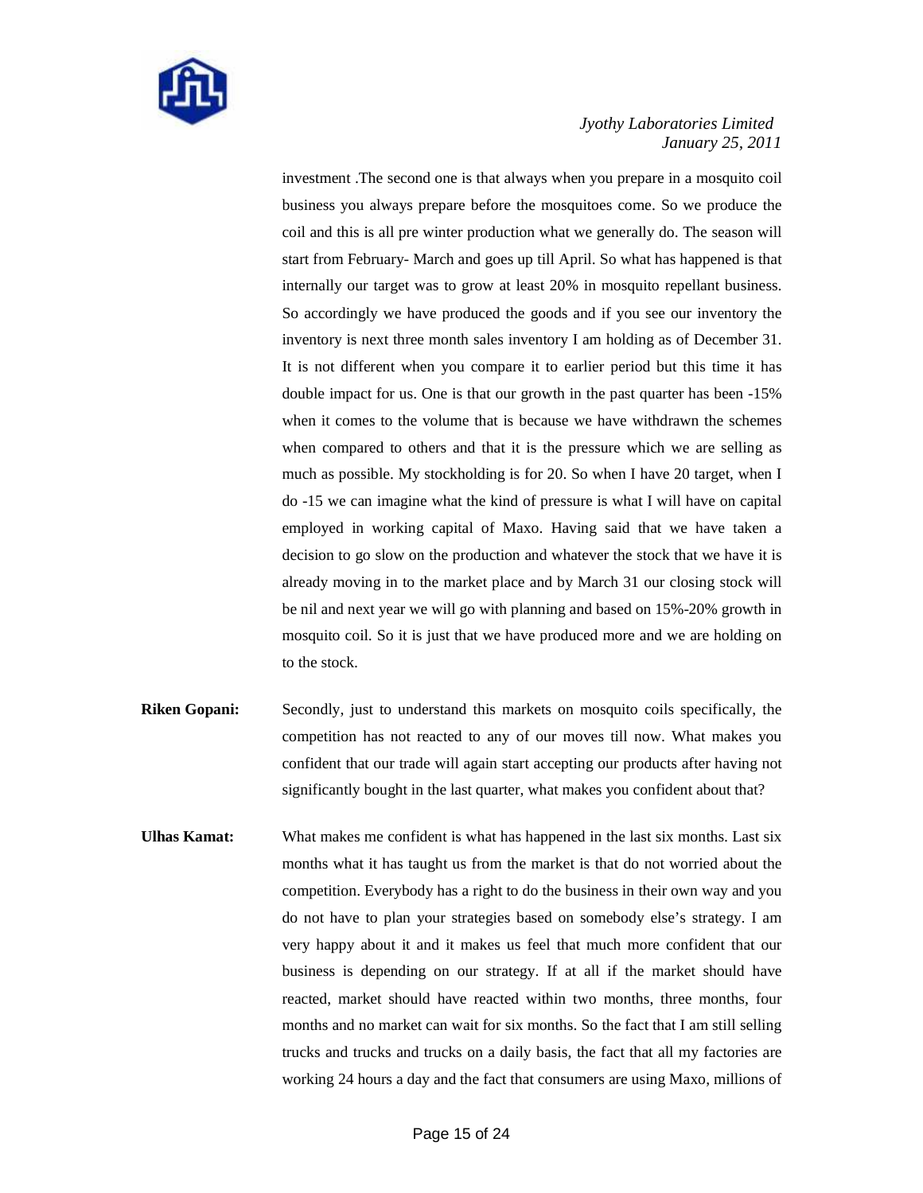investment .The second one is that always when you prepare in a mosquito coil business you always prepare before the mosquitoes come. So we produce the coil and this is all pre winter production what we generally do. The season will start from February- March and goes up till April. So what has happened is that internally our target was to grow at least 20% in mosquito repellant business. So accordingly we have produced the goods and if you see our inventory the inventory is next three month sales inventory I am holding as of December 31. It is not different when you compare it to earlier period but this time it has double impact for us. One is that our growth in the past quarter has been -15% when it comes to the volume that is because we have withdrawn the schemes when compared to others and that it is the pressure which we are selling as much as possible. My stockholding is for 20. So when I have 20 target, when I do -15 we can imagine what the kind of pressure is what I will have on capital employed in working capital of Maxo. Having said that we have taken a decision to go slow on the production and whatever the stock that we have it is already moving in to the market place and by March 31 our closing stock will be nil and next year we will go with planning and based on 15%-20% growth in mosquito coil. So it is just that we have produced more and we are holding on to the stock.

**Riken Gopani:** Secondly, just to understand this markets on mosquito coils specifically, the competition has not reacted to any of our moves till now. What makes you confident that our trade will again start accepting our products after having not significantly bought in the last quarter, what makes you confident about that?

**Ulhas Kamat:** What makes me confident is what has happened in the last six months. Last six months what it has taught us from the market is that do not worried about the competition. Everybody has a right to do the business in their own way and you do not have to plan your strategies based on somebody else's strategy. I am very happy about it and it makes us feel that much more confident that our business is depending on our strategy. If at all if the market should have reacted, market should have reacted within two months, three months, four months and no market can wait for six months. So the fact that I am still selling trucks and trucks and trucks on a daily basis, the fact that all my factories are working 24 hours a day and the fact that consumers are using Maxo, millions of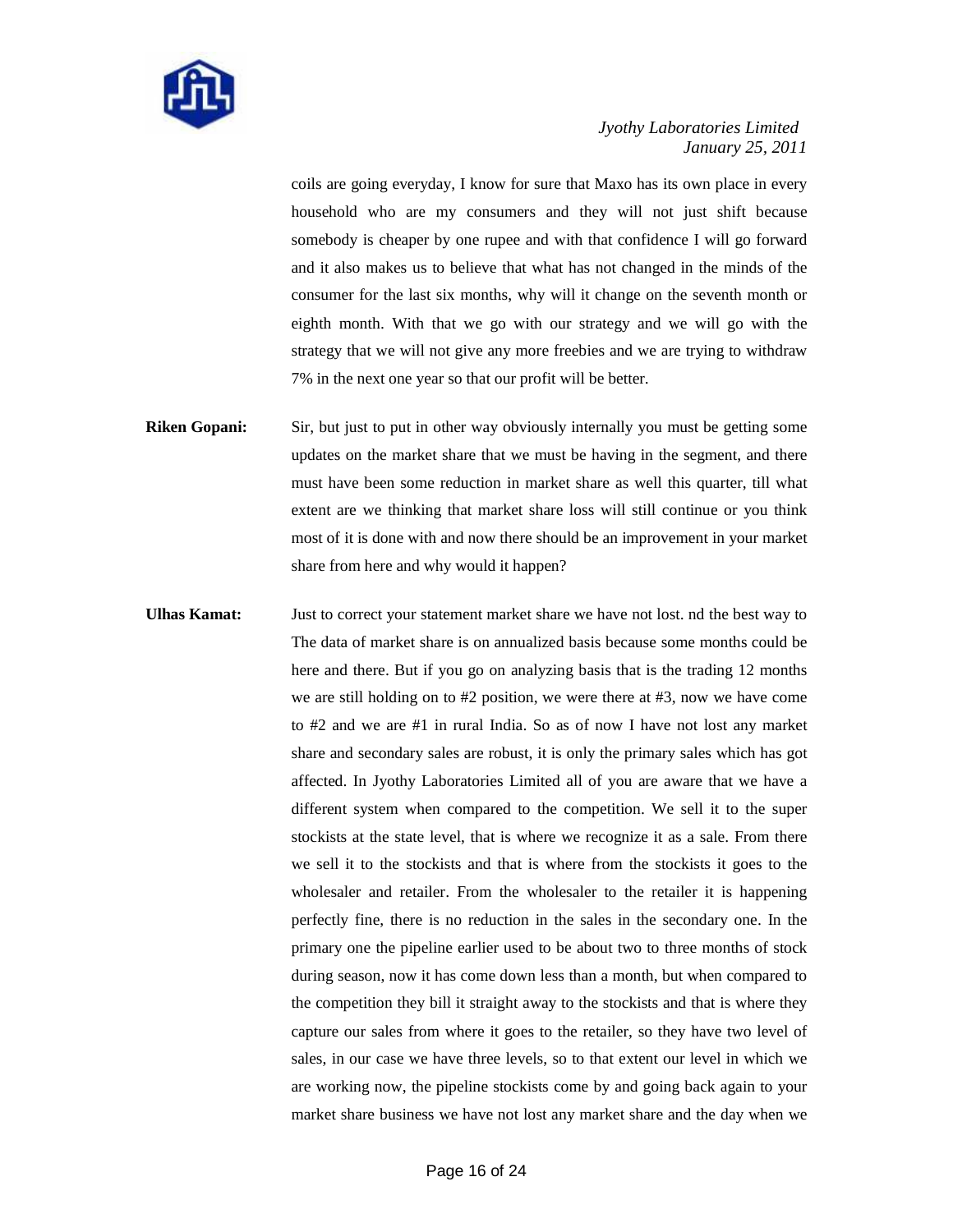coils are going everyday, I know for sure that Maxo has its own place in every household who are my consumers and they will not just shift because somebody is cheaper by one rupee and with that confidence I will go forward and it also makes us to believe that what has not changed in the minds of the consumer for the last six months, why will it change on the seventh month or eighth month. With that we go with our strategy and we will go with the strategy that we will not give any more freebies and we are trying to withdraw 7% in the next one year so that our profit will be better.

**Riken Gopani:** Sir, but just to put in other way obviously internally you must be getting some updates on the market share that we must be having in the segment, and there must have been some reduction in market share as well this quarter, till what extent are we thinking that market share loss will still continue or you think most of it is done with and now there should be an improvement in your market share from here and why would it happen?

**Ulhas Kamat:** Just to correct your statement market share we have not lost. nd the best way to The data of market share is on annualized basis because some months could be here and there. But if you go on analyzing basis that is the trading 12 months we are still holding on to #2 position, we were there at #3, now we have come to #2 and we are #1 in rural India. So as of now I have not lost any market share and secondary sales are robust, it is only the primary sales which has got affected. In Jyothy Laboratories Limited all of you are aware that we have a different system when compared to the competition. We sell it to the super stockists at the state level, that is where we recognize it as a sale. From there we sell it to the stockists and that is where from the stockists it goes to the wholesaler and retailer. From the wholesaler to the retailer it is happening perfectly fine, there is no reduction in the sales in the secondary one. In the primary one the pipeline earlier used to be about two to three months of stock during season, now it has come down less than a month, but when compared to the competition they bill it straight away to the stockists and that is where they capture our sales from where it goes to the retailer, so they have two level of sales, in our case we have three levels, so to that extent our level in which we are working now, the pipeline stockists come by and going back again to your market share business we have not lost any market share and the day when we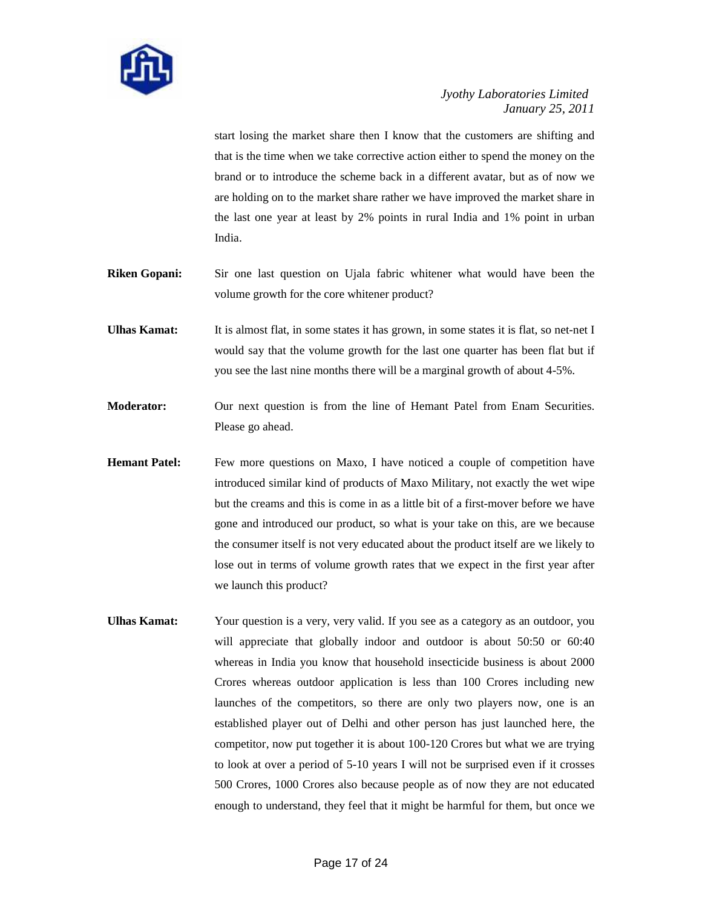start losing the market share then I know that the customers are shifting and that is the time when we take corrective action either to spend the money on the brand or to introduce the scheme back in a different avatar, but as of now we are holding on to the market share rather we have improved the market share in the last one year at least by 2% points in rural India and 1% point in urban India.

**Riken Gopani:** Sir one last question on Ujala fabric whitener what would have been the volume growth for the core whitener product?

**Ulhas Kamat:** It is almost flat, in some states it has grown, in some states it is flat, so net-net I would say that the volume growth for the last one quarter has been flat but if you see the last nine months there will be a marginal growth of about 4-5%.

**Moderator:** Our next question is from the line of Hemant Patel from Enam Securities. Please go ahead.

**Hemant Patel:** Few more questions on Maxo, I have noticed a couple of competition have introduced similar kind of products of Maxo Military, not exactly the wet wipe but the creams and this is come in as a little bit of a first-mover before we have gone and introduced our product, so what is your take on this, are we because the consumer itself is not very educated about the product itself are we likely to lose out in terms of volume growth rates that we expect in the first year after we launch this product?

**Ulhas Kamat:** Your question is a very, very valid. If you see as a category as an outdoor, you will appreciate that globally indoor and outdoor is about 50:50 or 60:40 whereas in India you know that household insecticide business is about 2000 Crores whereas outdoor application is less than 100 Crores including new launches of the competitors, so there are only two players now, one is an established player out of Delhi and other person has just launched here, the competitor, now put together it is about 100-120 Crores but what we are trying to look at over a period of 5-10 years I will not be surprised even if it crosses 500 Crores, 1000 Crores also because people as of now they are not educated enough to understand, they feel that it might be harmful for them, but once we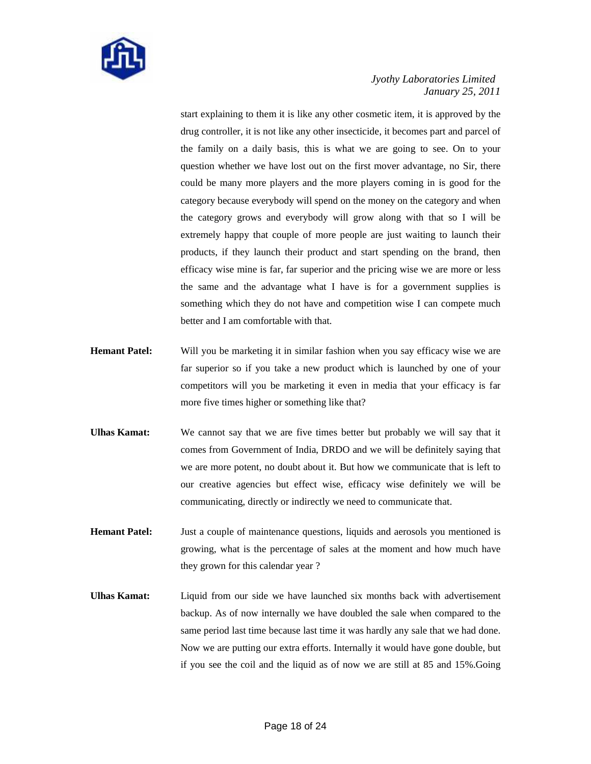start explaining to them it is like any other cosmetic item, it is approved by the drug controller, it is not like any other insecticide, it becomes part and parcel of the family on a daily basis, this is what we are going to see. On to your question whether we have lost out on the first mover advantage, no Sir, there could be many more players and the more players coming in is good for the category because everybody will spend on the money on the category and when the category grows and everybody will grow along with that so I will be extremely happy that couple of more people are just waiting to launch their products, if they launch their product and start spending on the brand, then efficacy wise mine is far, far superior and the pricing wise we are more or less the same and the advantage what I have is for a government supplies is something which they do not have and competition wise I can compete much better and I am comfortable with that.

**Hemant Patel:** Will you be marketing it in similar fashion when you say efficacy wise we are far superior so if you take a new product which is launched by one of your competitors will you be marketing it even in media that your efficacy is far more five times higher or something like that?

**Ulhas Kamat:** We cannot say that we are five times better but probably we will say that it comes from Government of India, DRDO and we will be definitely saying that we are more potent, no doubt about it. But how we communicate that is left to our creative agencies but effect wise, efficacy wise definitely we will be communicating, directly or indirectly we need to communicate that.

**Hemant Patel:** Just a couple of maintenance questions, liquids and aerosols you mentioned is growing, what is the percentage of sales at the moment and how much have they grown for this calendar year ?

**Ulhas Kamat:** Liquid from our side we have launched six months back with advertisement backup. As of now internally we have doubled the sale when compared to the same period last time because last time it was hardly any sale that we had done. Now we are putting our extra efforts. Internally it would have gone double, but if you see the coil and the liquid as of now we are still at 85 and 15%.Going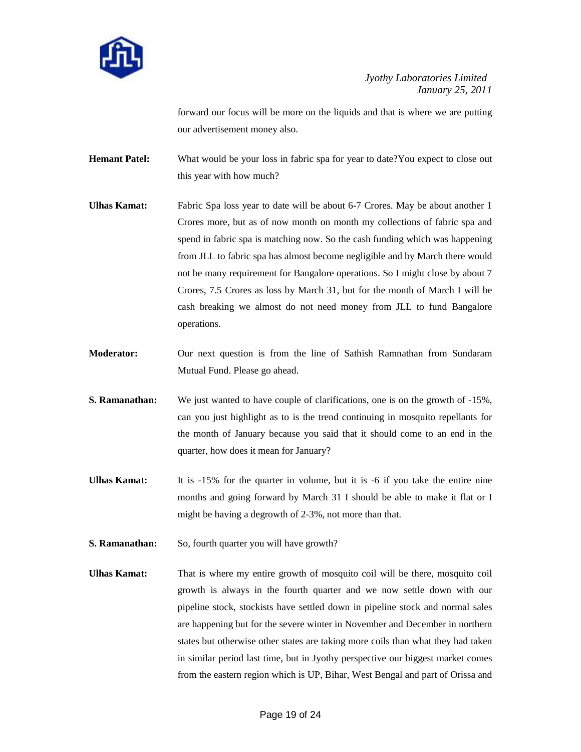forward our focus will be more on the liquids and that is where we are putting our advertisement money also.

**Hemant Patel:** What would be your loss in fabric spa for year to date?You expect to close out this year with how much?

**Ulhas Kamat:** Fabric Spa loss year to date will be about 6-7 Crores. May be about another 1 Crores more, but as of now month on month my collections of fabric spa and spend in fabric spa is matching now. So the cash funding which was happening from JLL to fabric spa has almost become negligible and by March there would not be many requirement for Bangalore operations. So I might close by about 7 Crores, 7.5 Crores as loss by March 31, but for the month of March I will be cash breaking we almost do not need money from JLL to fund Bangalore operations.

**Moderator:** Our next question is from the line of Sathish Ramnathan from Sundaram Mutual Fund. Please go ahead.

**S. Ramanathan:** We just wanted to have couple of clarifications, one is on the growth of -15%, can you just highlight as to is the trend continuing in mosquito repellants for the month of January because you said that it should come to an end in the quarter, how does it mean for January?

**Ulhas Kamat:** It is -15% for the quarter in volume, but it is -6 if you take the entire nine months and going forward by March 31 I should be able to make it flat or I might be having a degrowth of 2-3%, not more than that.

**S. Ramanathan:** So, fourth quarter you will have growth?

**Ulhas Kamat:** That is where my entire growth of mosquito coil will be there, mosquito coil growth is always in the fourth quarter and we now settle down with our pipeline stock, stockists have settled down in pipeline stock and normal sales are happening but for the severe winter in November and December in northern states but otherwise other states are taking more coils than what they had taken in similar period last time, but in Jyothy perspective our biggest market comes from the eastern region which is UP, Bihar, West Bengal and part of Orissa and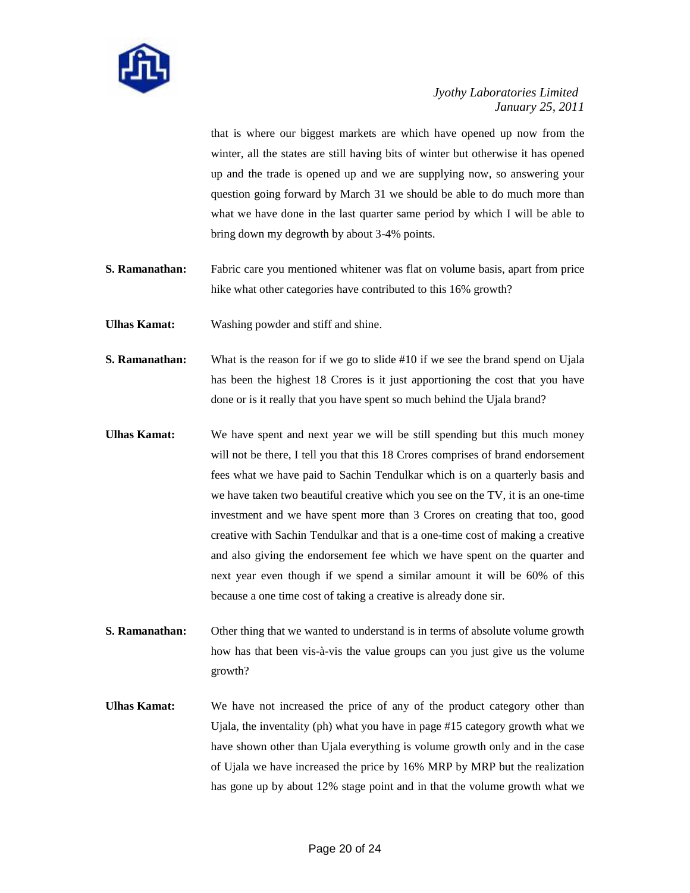that is where our biggest markets are which have opened up now from the winter, all the states are still having bits of winter but otherwise it has opened up and the trade is opened up and we are supplying now, so answering your question going forward by March 31 we should be able to do much more than what we have done in the last quarter same period by which I will be able to bring down my degrowth by about 3-4% points.

**S. Ramanathan:** Fabric care you mentioned whitener was flat on volume basis, apart from price hike what other categories have contributed to this 16% growth?

**Ulhas Kamat:** Washing powder and stiff and shine.

**S. Ramanathan:** What is the reason for if we go to slide #10 if we see the brand spend on Ujala has been the highest 18 Crores is it just apportioning the cost that you have done or is it really that you have spent so much behind the Ujala brand?

**Ulhas Kamat:** We have spent and next year we will be still spending but this much money will not be there, I tell you that this 18 Crores comprises of brand endorsement fees what we have paid to Sachin Tendulkar which is on a quarterly basis and we have taken two beautiful creative which you see on the TV, it is an one-time investment and we have spent more than 3 Crores on creating that too, good creative with Sachin Tendulkar and that is a one-time cost of making a creative and also giving the endorsement fee which we have spent on the quarter and next year even though if we spend a similar amount it will be 60% of this because a one time cost of taking a creative is already done sir.

**S. Ramanathan:** Other thing that we wanted to understand is in terms of absolute volume growth how has that been vis-à-vis the value groups can you just give us the volume growth?

**Ulhas Kamat:** We have not increased the price of any of the product category other than Ujala, the inventality (ph) what you have in page #15 category growth what we have shown other than Ujala everything is volume growth only and in the case of Ujala we have increased the price by 16% MRP by MRP but the realization has gone up by about 12% stage point and in that the volume growth what we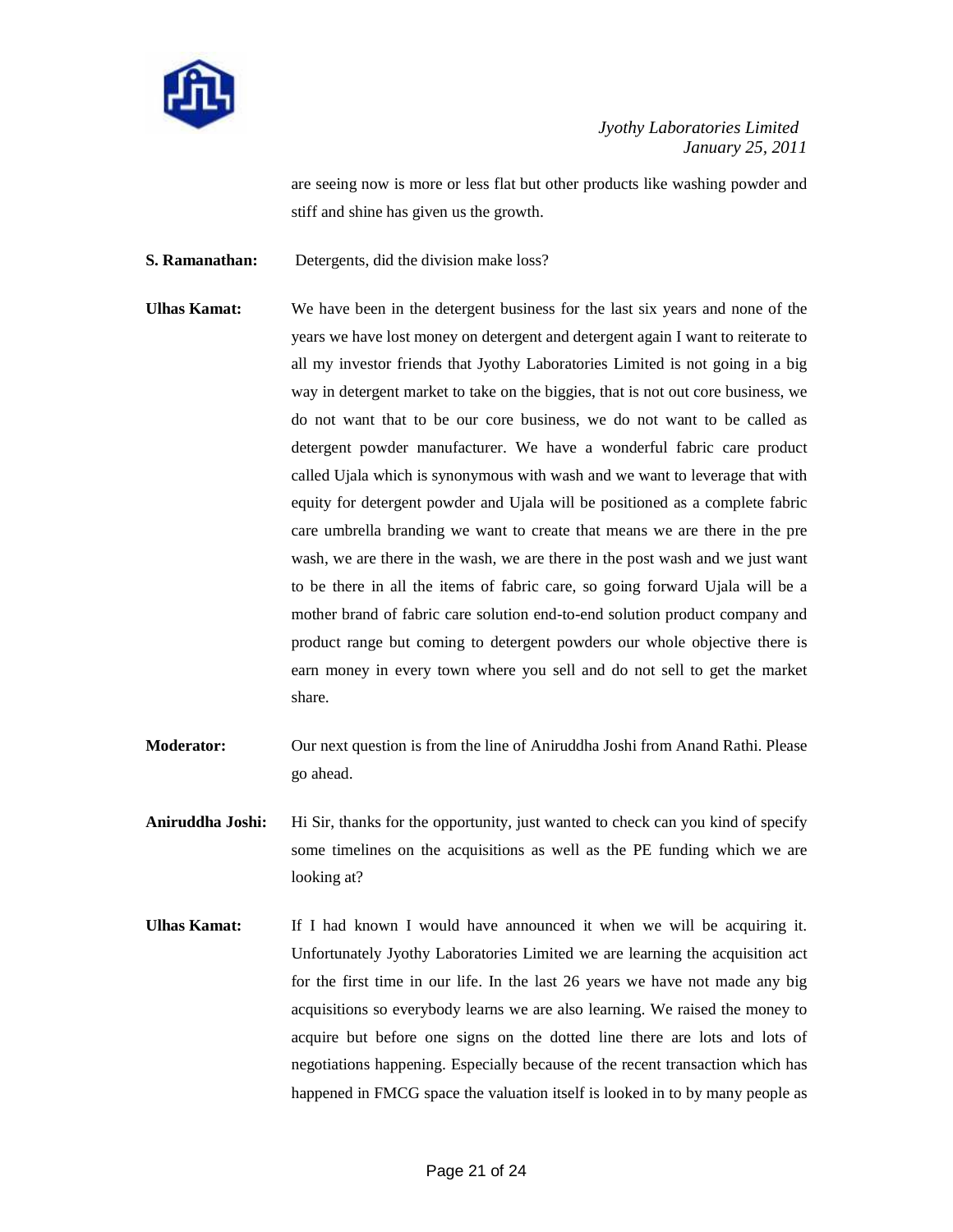are seeing now is more or less flat but other products like washing powder and stiff and shine has given us the growth.

**S. Ramanathan:** Detergents, did the division make loss?

**Ulhas Kamat:** We have been in the detergent business for the last six years and none of the years we have lost money on detergent and detergent again I want to reiterate to all my investor friends that Jyothy Laboratories Limited is not going in a big way in detergent market to take on the biggies, that is not out core business, we do not want that to be our core business, we do not want to be called as detergent powder manufacturer. We have a wonderful fabric care product called Ujala which is synonymous with wash and we want to leverage that with equity for detergent powder and Ujala will be positioned as a complete fabric care umbrella branding we want to create that means we are there in the pre wash, we are there in the wash, we are there in the post wash and we just want to be there in all the items of fabric care, so going forward Ujala will be a mother brand of fabric care solution end-to-end solution product company and product range but coming to detergent powders our whole objective there is earn money in every town where you sell and do not sell to get the market share.

**Moderator:** Our next question is from the line of Aniruddha Joshi from Anand Rathi. Please go ahead.

**Aniruddha Joshi:** Hi Sir, thanks for the opportunity, just wanted to check can you kind of specify some timelines on the acquisitions as well as the PE funding which we are looking at?

**Ulhas Kamat:** If I had known I would have announced it when we will be acquiring it. Unfortunately Jyothy Laboratories Limited we are learning the acquisition act for the first time in our life. In the last 26 years we have not made any big acquisitions so everybody learns we are also learning. We raised the money to acquire but before one signs on the dotted line there are lots and lots of negotiations happening. Especially because of the recent transaction which has happened in FMCG space the valuation itself is looked in to by many people as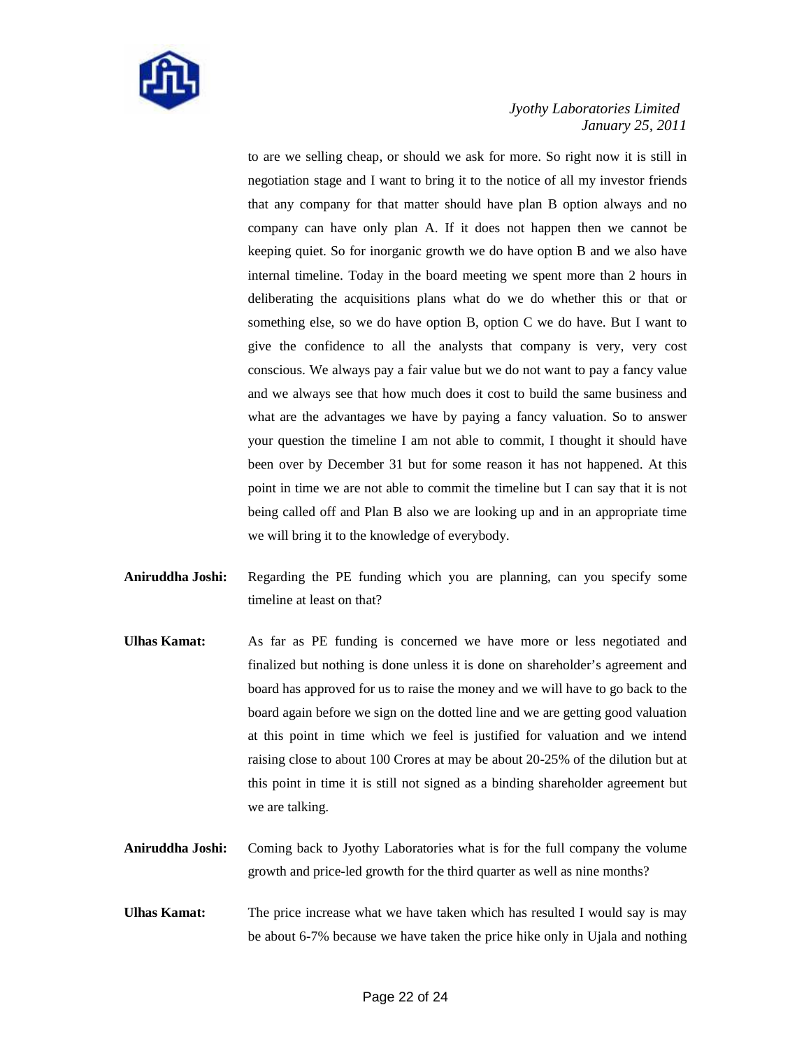to are we selling cheap, or should we ask for more. So right now it is still in negotiation stage and I want to bring it to the notice of all my investor friends that any company for that matter should have plan B option always and no company can have only plan A. If it does not happen then we cannot be keeping quiet. So for inorganic growth we do have option B and we also have internal timeline. Today in the board meeting we spent more than 2 hours in deliberating the acquisitions plans what do we do whether this or that or something else, so we do have option B, option C we do have. But I want to give the confidence to all the analysts that company is very, very cost conscious. We always pay a fair value but we do not want to pay a fancy value and we always see that how much does it cost to build the same business and what are the advantages we have by paying a fancy valuation. So to answer your question the timeline I am not able to commit, I thought it should have been over by December 31 but for some reason it has not happened. At this point in time we are not able to commit the timeline but I can say that it is not being called off and Plan B also we are looking up and in an appropriate time we will bring it to the knowledge of everybody.

**Aniruddha Joshi:** Regarding the PE funding which you are planning, can you specify some timeline at least on that?

**Ulhas Kamat:** As far as PE funding is concerned we have more or less negotiated and finalized but nothing is done unless it is done on shareholder's agreement and board has approved for us to raise the money and we will have to go back to the board again before we sign on the dotted line and we are getting good valuation at this point in time which we feel is justified for valuation and we intend raising close to about 100 Crores at may be about 20-25% of the dilution but at this point in time it is still not signed as a binding shareholder agreement but we are talking.

**Aniruddha Joshi:** Coming back to Jyothy Laboratories what is for the full company the volume growth and price-led growth for the third quarter as well as nine months?

**Ulhas Kamat:** The price increase what we have taken which has resulted I would say is may be about 6-7% because we have taken the price hike only in Ujala and nothing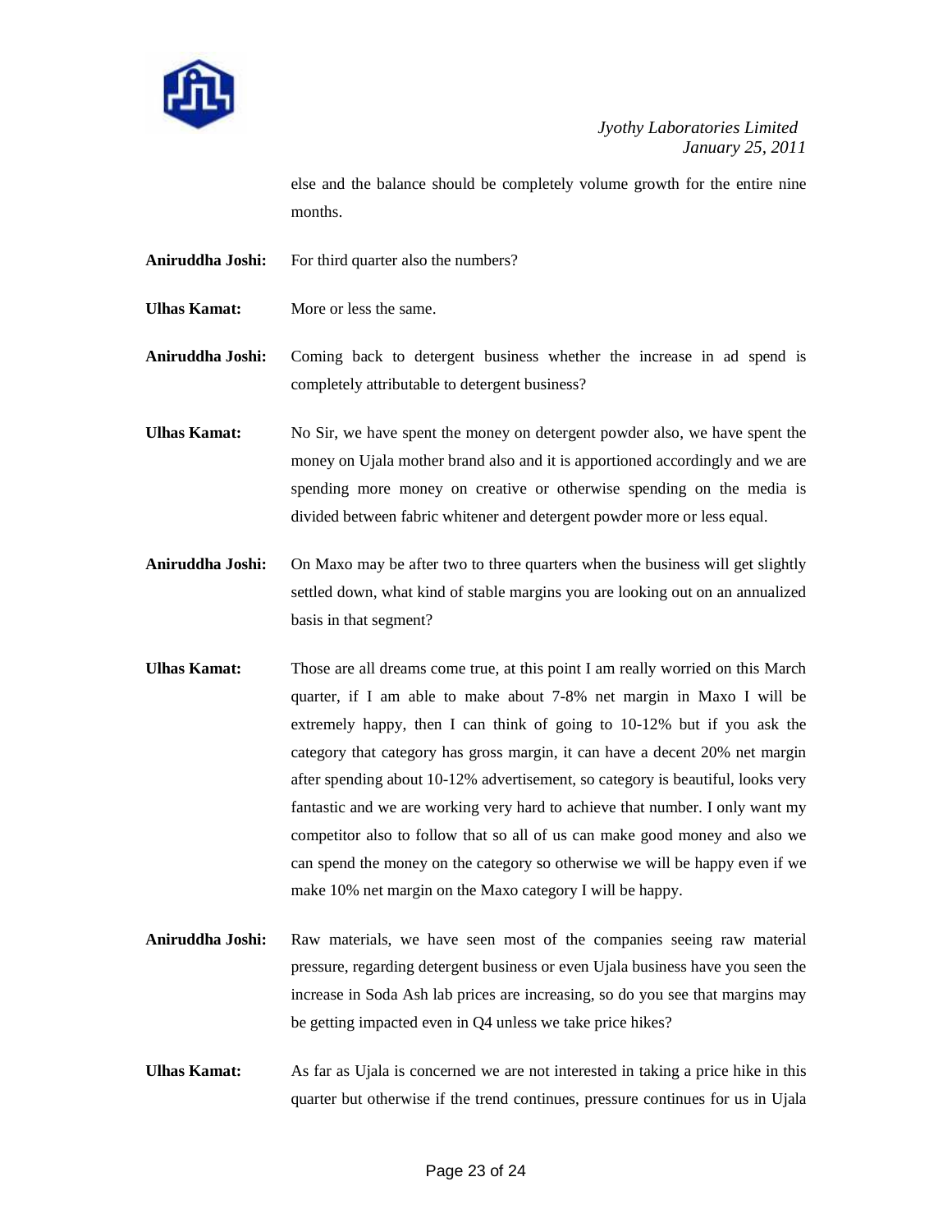else and the balance should be completely volume growth for the entire nine months.

**Aniruddha Joshi:** For third quarter also the numbers?

**Ulhas Kamat:** More or less the same.

**Aniruddha Joshi:** Coming back to detergent business whether the increase in ad spend is completely attributable to detergent business?

**Ulhas Kamat:** No Sir, we have spent the money on detergent powder also, we have spent the money on Ujala mother brand also and it is apportioned accordingly and we are spending more money on creative or otherwise spending on the media is divided between fabric whitener and detergent powder more or less equal.

**Aniruddha Joshi:** On Maxo may be after two to three quarters when the business will get slightly settled down, what kind of stable margins you are looking out on an annualized basis in that segment?

**Ulhas Kamat:** Those are all dreams come true, at this point I am really worried on this March quarter, if I am able to make about 7-8% net margin in Maxo I will be extremely happy, then I can think of going to 10-12% but if you ask the category that category has gross margin, it can have a decent 20% net margin after spending about 10-12% advertisement, so category is beautiful, looks very fantastic and we are working very hard to achieve that number. I only want my competitor also to follow that so all of us can make good money and also we can spend the money on the category so otherwise we will be happy even if we make 10% net margin on the Maxo category I will be happy.

**Aniruddha Joshi:** Raw materials, we have seen most of the companies seeing raw material pressure, regarding detergent business or even Ujala business have you seen the increase in Soda Ash lab prices are increasing, so do you see that margins may be getting impacted even in Q4 unless we take price hikes?

**Ulhas Kamat:** As far as Ujala is concerned we are not interested in taking a price hike in this quarter but otherwise if the trend continues, pressure continues for us in Ujala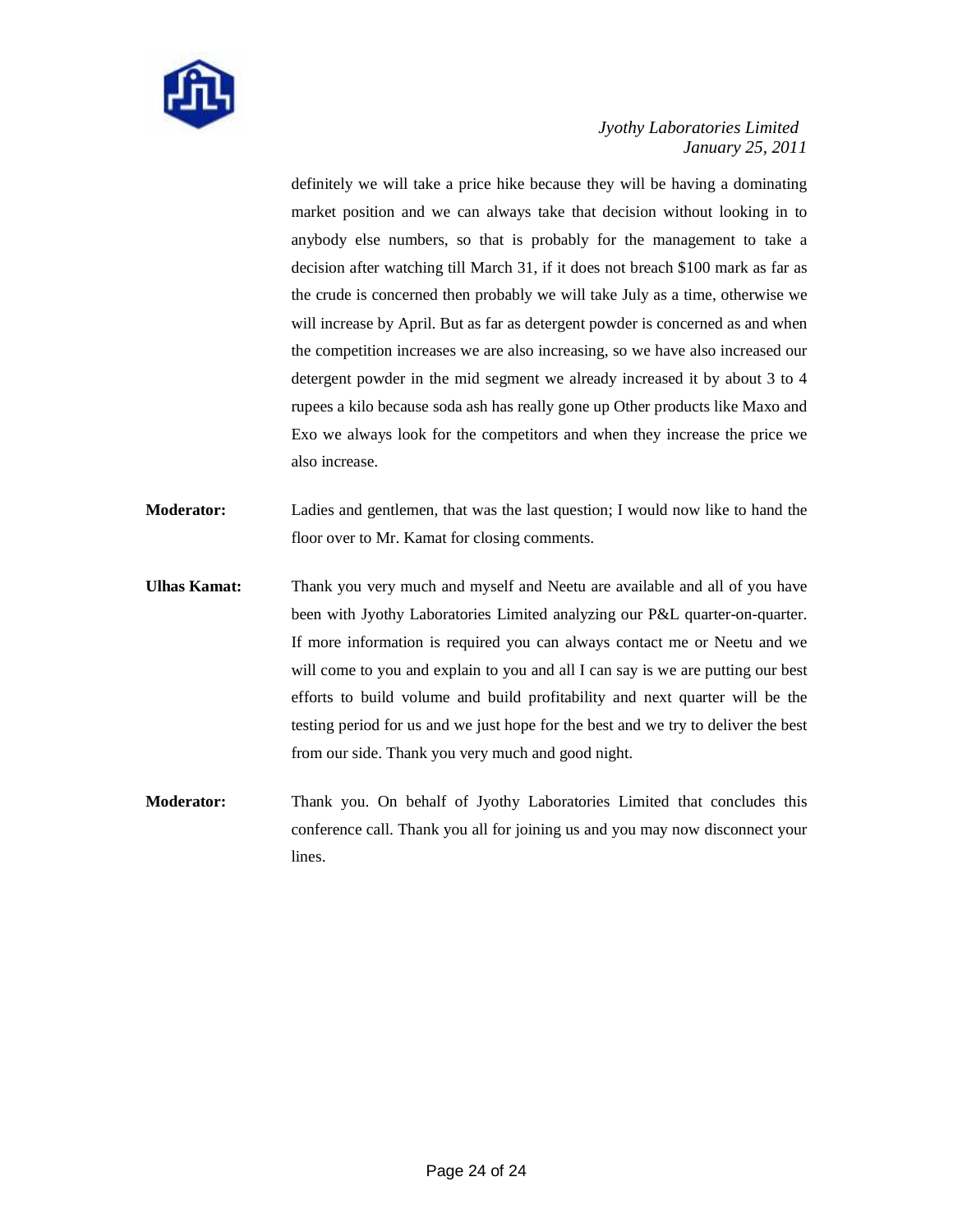definitely we will take a price hike because they will be having a dominating market position and we can always take that decision without looking in to anybody else numbers, so that is probably for the management to take a decision after watching till March 31, if it does not breach $100 mark as far as the crude is concerned then probably we will take July as a time, otherwise we will increase by April. But as far as detergent powder is concerned as and when the competition increases we are also increasing, so we have also increased our detergent powder in the mid segment we already increased it by about 3 to 4 rupees a kilo because soda ash has really gone up Other products like Maxo and Exo we always look for the competitors and when they increase the price we also increase.

**Moderator:** Ladies and gentlemen, that was the last question; I would now like to hand the floor over to Mr. Kamat for closing comments.

**Ulhas Kamat:** Thank you very much and myself and Neetu are available and all of you have been with Jyothy Laboratories Limited analyzing our P&L quarter-on-quarter. If more information is required you can always contact me or Neetu and we will come to you and explain to you and all I can say is we are putting our best efforts to build volume and build profitability and next quarter will be the testing period for us and we just hope for the best and we try to deliver the best from our side. Thank you very much and good night.

**Moderator:** Thank you. On behalf of Jyothy Laboratories Limited that concludes this conference call. Thank you all for joining us and you may now disconnect your lines.